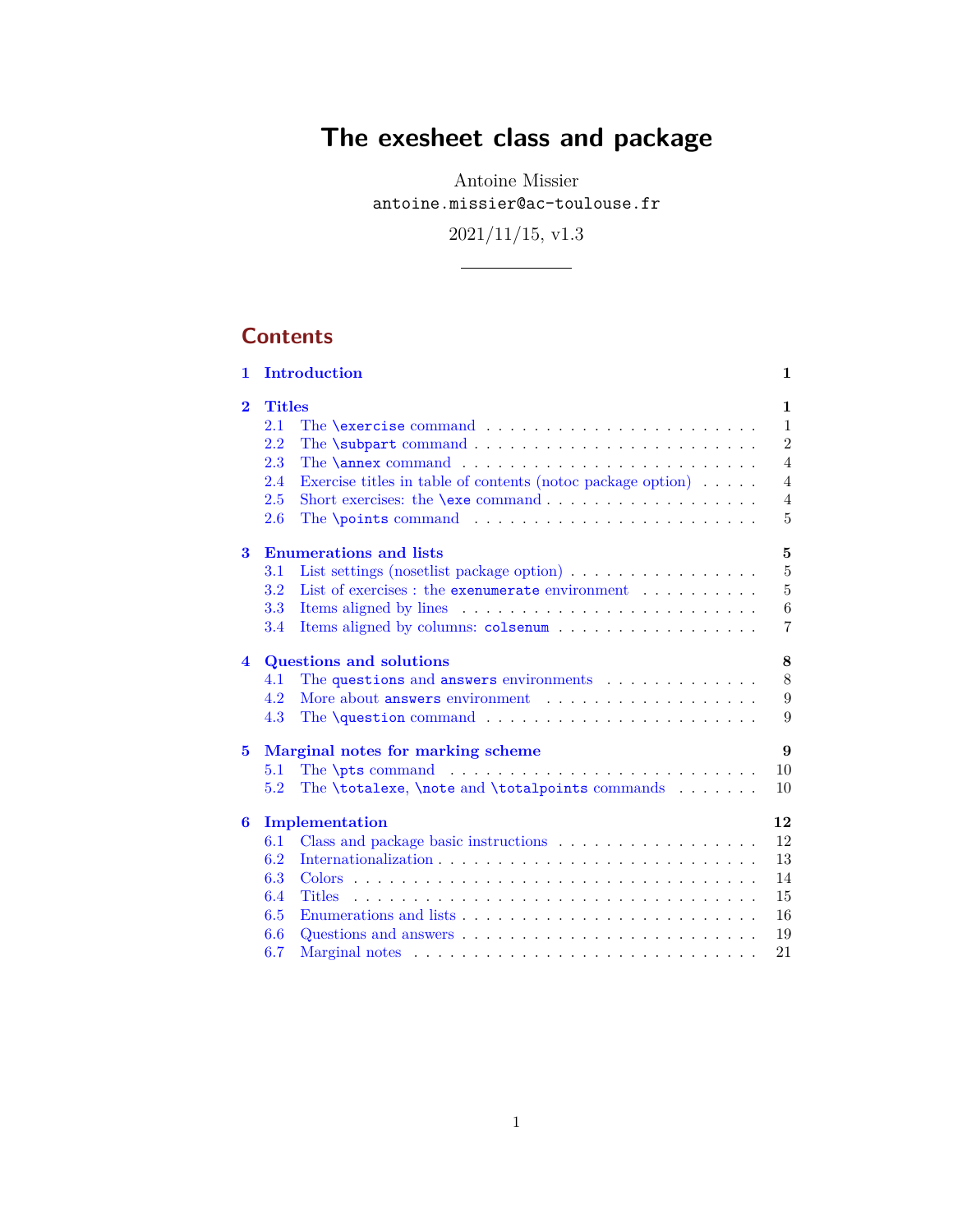# The exesheet class and package

Antoine Missier
antoine.missier@ac-toulouse.fr

2021/11/15, v1.3

## Contents

- **1 Introduction** — 1
- **2 Titles** — 1
  - 2.1 The `\exercise` command — 1
  - 2.2 The `\subpart` command — 2
  - 2.3 The `\annex` command — 4
  - 2.4 Exercise titles in table of contents (notoc package option) — 4
  - 2.5 Short exercises: the `\exe` command — 4
  - 2.6 The `\points` command — 5
- **3 Enumerations and lists** — 5
  - 3.1 List settings (nosetlist package option) — 5
  - 3.2 List of exercises : the `exenumerate` environment — 5
  - 3.3 Items aligned by lines — 6
  - 3.4 Items aligned by columns: `colsenum` — 7
- **4 Questions and solutions** — 8
  - 4.1 The `questions` and `answers` environments — 8
  - 4.2 More about `answers` environment — 9
  - 4.3 The `\question` command — 9
- **5 Marginal notes for marking scheme** — 9
  - 5.1 The `\pts` command — 10
  - 5.2 The `\totalexe`, `\note` and `\totalpoints` commands — 10
- **6 Implementation** — 12
  - 6.1 Class and package basic instructions — 12
  - 6.2 Internationalization — 13
  - 6.3 Colors — 14
  - 6.4 Titles — 15
  - 6.5 Enumerations and lists — 16
  - 6.6 Questions and answers — 19
  - 6.7 Marginal notes — 21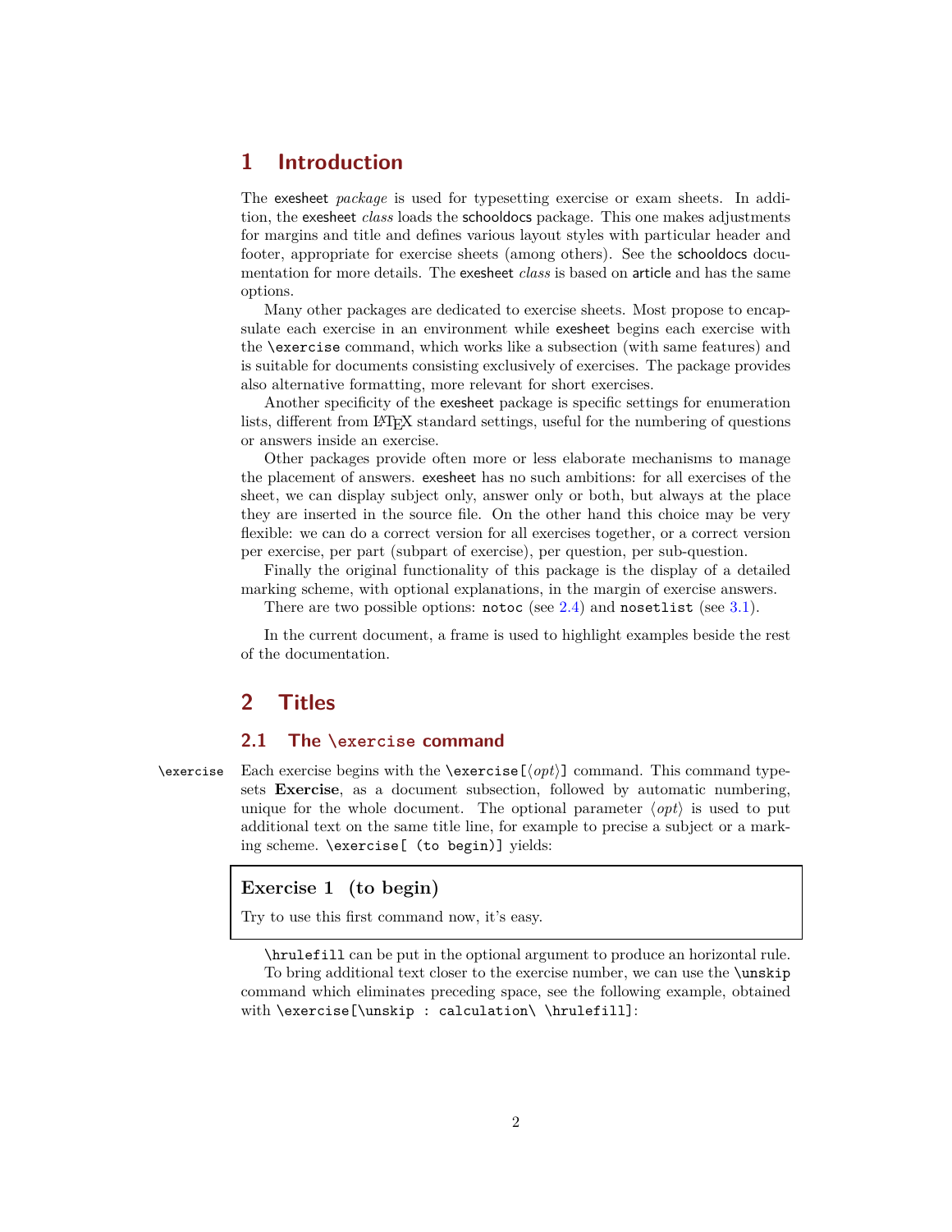# 1 Introduction

The exesheet *package* is used for typesetting exercise or exam sheets. In addition, the exesheet *class* loads the schooldocs package. This one makes adjustments for margins and title and defines various layout styles with particular header and footer, appropriate for exercise sheets (among others). See the schooldocs documentation for more details. The exesheet *class* is based on article and has the same options.

Many other packages are dedicated to exercise sheets. Most propose to encapsulate each exercise in an environment while exesheet begins each exercise with the `\exercise` command, which works like a subsection (with same features) and is suitable for documents consisting exclusively of exercises. The package provides also alternative formatting, more relevant for short exercises.

Another specificity of the exesheet package is specific settings for enumeration lists, different from LaTeX standard settings, useful for the numbering of questions or answers inside an exercise.

Other packages provide often more or less elaborate mechanisms to manage the placement of answers. exesheet has no such ambitions: for all exercises of the sheet, we can display subject only, answer only or both, but always at the place they are inserted in the source file. On the other hand this choice may be very flexible: we can do a correct version for all exercises together, or a correct version per exercise, per part (subpart of exercise), per question, per sub-question.

Finally the original functionality of this package is the display of a detailed marking scheme, with optional explanations, in the margin of exercise answers.

There are two possible options: `notoc` (see 2.4) and `nosetlist` (see 3.1).

In the current document, a frame is used to highlight examples beside the rest of the documentation.

# 2 Titles

## 2.1 The `\exercise` command

`\exercise` Each exercise begins with the `\exercise[⟨opt⟩]` command. This command typesets **Exercise**, as a document subsection, followed by automatic numbering, unique for the whole document. The optional parameter ⟨*opt*⟩ is used to put additional text on the same title line, for example to precise a subject or a marking scheme. `\exercise[ (to begin)]` yields:

> **Exercise 1 (to begin)**
>
> Try to use this first command now, it's easy.

`\hrulefill` can be put in the optional argument to produce an horizontal rule.

To bring additional text closer to the exercise number, we can use the `\unskip` command which eliminates preceding space, see the following example, obtained with `\exercise[\unskip : calculation\ \hrulefill]`: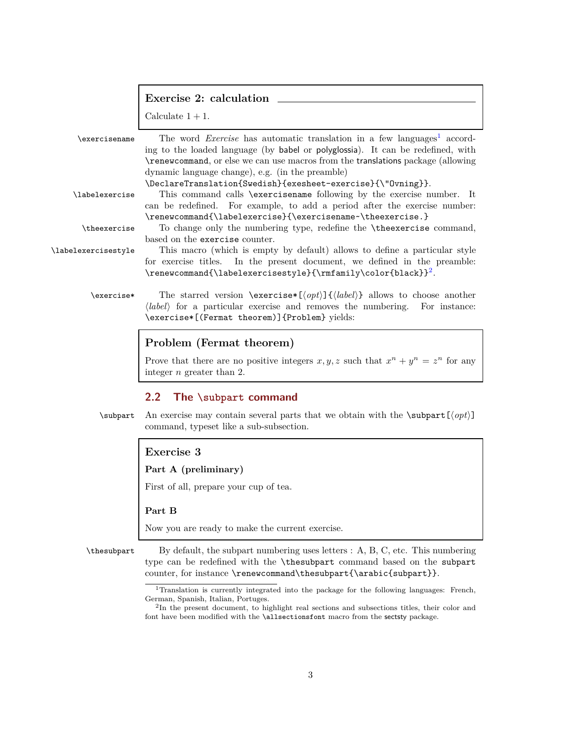> **Exercise 2: calculation**
>
> Calculate $1 + 1$.

`\exercisename` The word *Exercise* has automatic translation in a few languages[1] according to the loaded language (by babel or polyglossia). It can be redefined, with `\renewcommand`, or else we can use macros from the translations package (allowing dynamic language change), e.g. (in the preamble) `\DeclareTranslation{Swedish}{exesheet-exercise}{\"Ovning}`.

`\labelexercise` This command calls `\exercisename` following by the exercise number. It can be redefined. For example, to add a period after the exercise number: `\renewcommand{\labelexercise}{\exercisename~\theexercise.}`

`\theexercise` To change only the numbering type, redefine the `\theexercise` command, based on the `exercise` counter.

`\labelexercisestyle` This macro (which is empty by default) allows to define a particular style for exercise titles. In the present document, we defined in the preamble: `\renewcommand{\labelexercisestyle}{\rmfamily\color{black}}`[2].

`\exercise*` The starred version `\exercise*[⟨opt⟩]{⟨label⟩}` allows to choose another ⟨*label*⟩ for a particular exercise and removes the numbering. For instance: `\exercise*[(Fermat theorem)]{Problem}` yields:

> **Problem (Fermat theorem)**
>
> Prove that there are no positive integers $x, y, z$ such that $x^n + y^n = z^n$ for any integer $n$ greater than 2.

## 2.2 The `\subpart` command

`\subpart` An exercise may contain several parts that we obtain with the `\subpart[⟨opt⟩]` command, typeset like a sub-subsection.

> **Exercise 3**
>
> **Part A (preliminary)**
>
> First of all, prepare your cup of tea.
>
> **Part B**
>
> Now you are ready to make the current exercise.

`\thesubpart` By default, the subpart numbering uses letters : A, B, C, etc. This numbering type can be redefined with the `\thesubpart` command based on the `subpart` counter, for instance `\renewcommand\thesubpart{\arabic{subpart}}`.

---

[1] Translation is currently integrated into the package for the following languages: French, German, Spanish, Italian, Portuges.

[2] In the present document, to highlight real sections and subsections titles, their color and font have been modified with the `\allsectionsfont` macro from the sectsty package.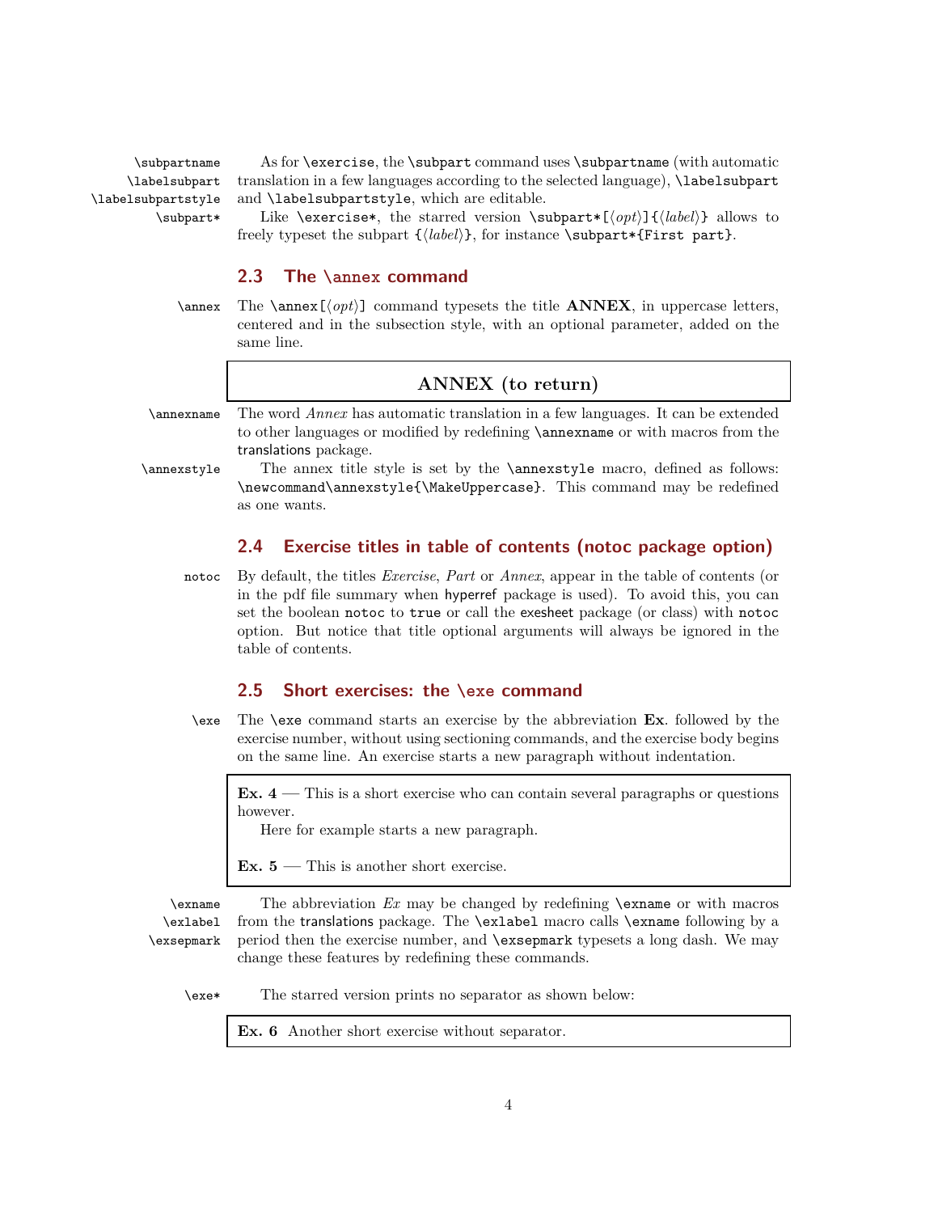\subpartname
\labelsubpart
\labelsubpartstyle
\subpart*

As for `\exercise`, the `\subpart` command uses `\subpartname` (with automatic translation in a few languages according to the selected language), `\labelsubpart` and `\labelsubpartstyle`, which are editable.

Like `\exercise*`, the starred version `\subpart*[⟨opt⟩]{⟨label⟩}` allows to freely typeset the subpart `{⟨label⟩}`, for instance `\subpart*{First part}`.

## 2.3 The `\annex` command

\annex

The `\annex[⟨opt⟩]` command typesets the title **ANNEX**, in uppercase letters, centered and in the subsection style, with an optional parameter, added on the same line.

> **ANNEX (to return)**

\annexname

The word *Annex* has automatic translation in a few languages. It can be extended to other languages or modified by redefining `\annexname` or with macros from the translations package.

\annexstyle

The annex title style is set by the `\annexstyle` macro, defined as follows: `\newcommand\annexstyle{\MakeUppercase}`. This command may be redefined as one wants.

## 2.4 Exercise titles in table of contents (notoc package option)

notoc

By default, the titles *Exercise*, *Part* or *Annex*, appear in the table of contents (or in the pdf file summary when hyperref package is used). To avoid this, you can set the boolean `notoc` to `true` or call the exesheet package (or class) with `notoc` option. But notice that title optional arguments will always be ignored in the table of contents.

## 2.5 Short exercises: the `\exe` command

\exe

The `\exe` command starts an exercise by the abbreviation **Ex**. followed by the exercise number, without using sectioning commands, and the exercise body begins on the same line. An exercise starts a new paragraph without indentation.

> **Ex. 4** — This is a short exercise who can contain several paragraphs or questions however.
>
> Here for example starts a new paragraph.
>
> **Ex. 5** — This is another short exercise.

\exname
\exlabel
\exsepmark

The abbreviation *Ex* may be changed by redefining `\exname` or with macros from the translations package. The `\exlabel` macro calls `\exname` following by a period then the exercise number, and `\exsepmark` typesets a long dash. We may change these features by redefining these commands.

\exe*

The starred version prints no separator as shown below:

> **Ex. 6** Another short exercise without separator.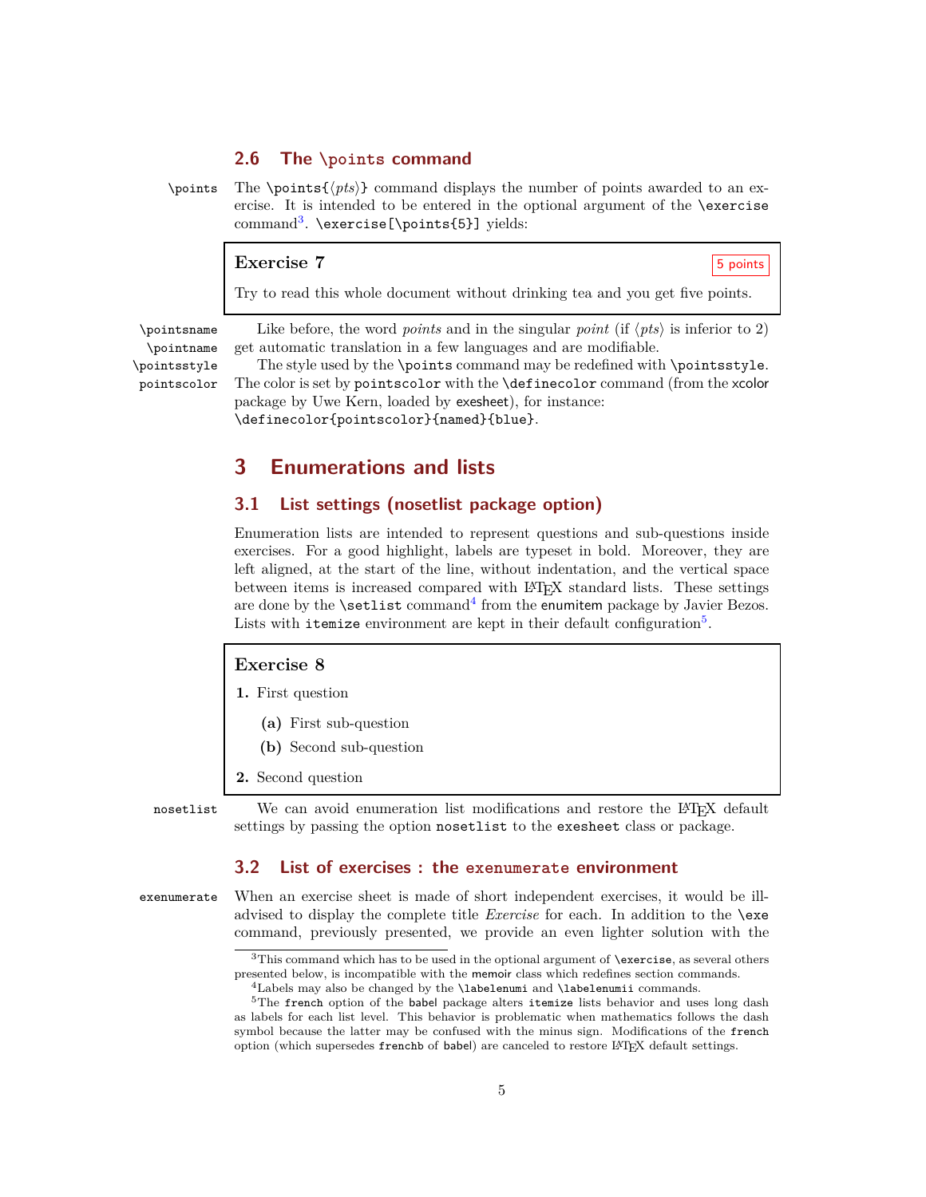### 2.6 The `\points` command

`\points` The `\points{⟨pts⟩}` command displays the number of points awarded to an exercise. It is intended to be entered in the optional argument of the `\exercise` command[3]. `\exercise[\points{5}]` yields:

> **Exercise 7** 5 points
>
> Try to read this whole document without drinking tea and you get five points.

`\pointsname` `\pointname` Like before, the word *points* and in the singular *point* (if ⟨*pts*⟩ is inferior to 2) get automatic translation in a few languages and are modifiable.

`\pointsstyle` `pointscolor` The style used by the `\points` command may be redefined with `\pointsstyle`. The color is set by `pointscolor` with the `\definecolor` command (from the xcolor package by Uwe Kern, loaded by exesheet), for instance: `\definecolor{pointscolor}{named}{blue}`.

## 3 Enumerations and lists

### 3.1 List settings (nosetlist package option)

Enumeration lists are intended to represent questions and sub-questions inside exercises. For a good highlight, labels are typeset in bold. Moreover, they are left aligned, at the start of the line, without indentation, and the vertical space between items is increased compared with LaTeX standard lists. These settings are done by the `\setlist` command[4] from the enumitem package by Javier Bezos. Lists with `itemize` environment are kept in their default configuration[5].

> **Exercise 8**
>
> **1.** First question
>
> **(a)** First sub-question
>
> **(b)** Second sub-question
>
> **2.** Second question

`nosetlist` We can avoid enumeration list modifications and restore the LaTeX default settings by passing the option `nosetlist` to the `exesheet` class or package.

### 3.2 List of exercises : the `exenumerate` environment

`exenumerate` When an exercise sheet is made of short independent exercises, it would be ill-advised to display the complete title *Exercise* for each. In addition to the `\exe` command, previously presented, we provide an even lighter solution with the

---

[3] This command which has to be used in the optional argument of `\exercise`, as several others presented below, is incompatible with the memoir class which redefines section commands.

[4] Labels may also be changed by the `\labelenumi` and `\labelenumii` commands.

[5] The `french` option of the babel package alters `itemize` lists behavior and uses long dash as labels for each list level. This behavior is problematic when mathematics follows the dash symbol because the latter may be confused with the minus sign. Modifications of the `french` option (which supersedes `frenchb` of babel) are canceled to restore LaTeX default settings.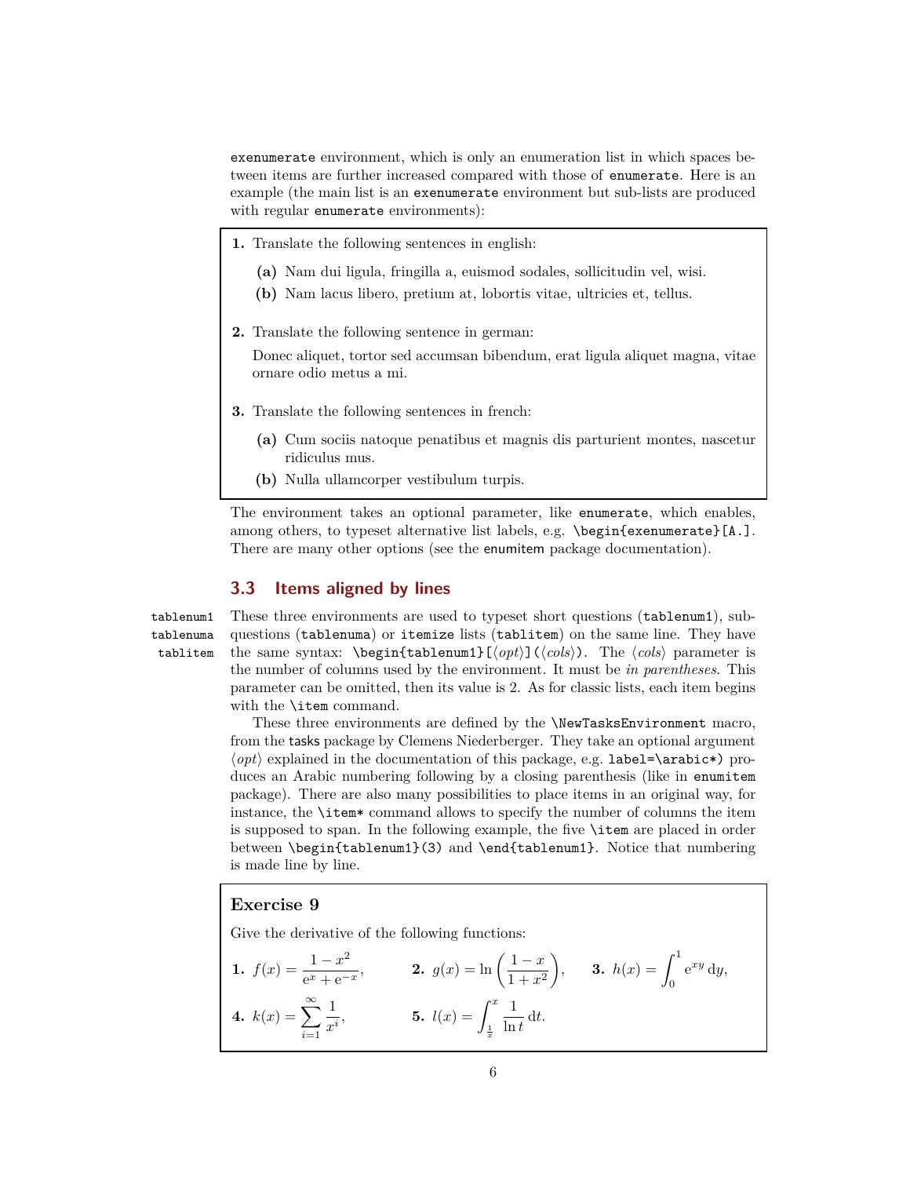`exenumerate` environment, which is only an enumeration list in which spaces between items are further increased compared with those of `enumerate`. Here is an example (the main list is an `exenumerate` environment but sub-lists are produced with regular `enumerate` environments):

**1.** Translate the following sentences in english:

  **(a)** Nam dui ligula, fringilla a, euismod sodales, sollicitudin vel, wisi.

  **(b)** Nam lacus libero, pretium at, lobortis vitae, ultricies et, tellus.

**2.** Translate the following sentence in german:

  Donec aliquet, tortor sed accumsan bibendum, erat ligula aliquet magna, vitae ornare odio metus a mi.

**3.** Translate the following sentences in french:

  **(a)** Cum sociis natoque penatibus et magnis dis parturient montes, nascetur ridiculus mus.

  **(b)** Nulla ullamcorper vestibulum turpis.

The environment takes an optional parameter, like `enumerate`, which enables, among others, to typeset alternative list labels, e.g. `\begin{exenumerate}[A.]`. There are many other options (see the `enumitem` package documentation).

### 3.3 Items aligned by lines

`tablenum1` `tablenuma` `tablitem`

These three environments are used to typeset short questions (`tablenum1`), subquestions (`tablenuma`) or `itemize` lists (`tablitem`) on the same line. They have the same syntax: `\begin{tablenum1}[⟨opt⟩](⟨cols⟩)`. The ⟨*cols*⟩ parameter is the number of columns used by the environment. It must be *in parentheses*. This parameter can be omitted, then its value is 2. As for classic lists, each item begins with the `\item` command.

These three environments are defined by the `\NewTasksEnvironment` macro, from the `tasks` package by Clemens Niederberger. They take an optional argument ⟨*opt*⟩ explained in the documentation of this package, e.g. `label=\arabic*)` produces an Arabic numbering following by a closing parenthesis (like in `enumitem` package). There are also many possibilities to place items in an original way, for instance, the `\item*` command allows to specify the number of columns the item is supposed to span. In the following example, the five `\item` are placed in order between `\begin{tablenum1}(3)` and `\end{tablenum1}`. Notice that numbering is made line by line.

**Exercise 9**

Give the derivative of the following functions:

**1.** $f(x) = \dfrac{1-x^2}{\mathrm{e}^x + \mathrm{e}^{-x}}$, **2.** $g(x) = \ln\left(\dfrac{1-x}{1+x^2}\right)$, **3.** $h(x) = \displaystyle\int_0^1 \mathrm{e}^{xy}\,\mathrm{d}y$,

**4.** $k(x) = \displaystyle\sum_{i=1}^{\infty} \frac{1}{x^i}$, **5.** $l(x) = \displaystyle\int_{\frac{1}{x}}^{x} \frac{1}{\ln t}\,\mathrm{d}t$.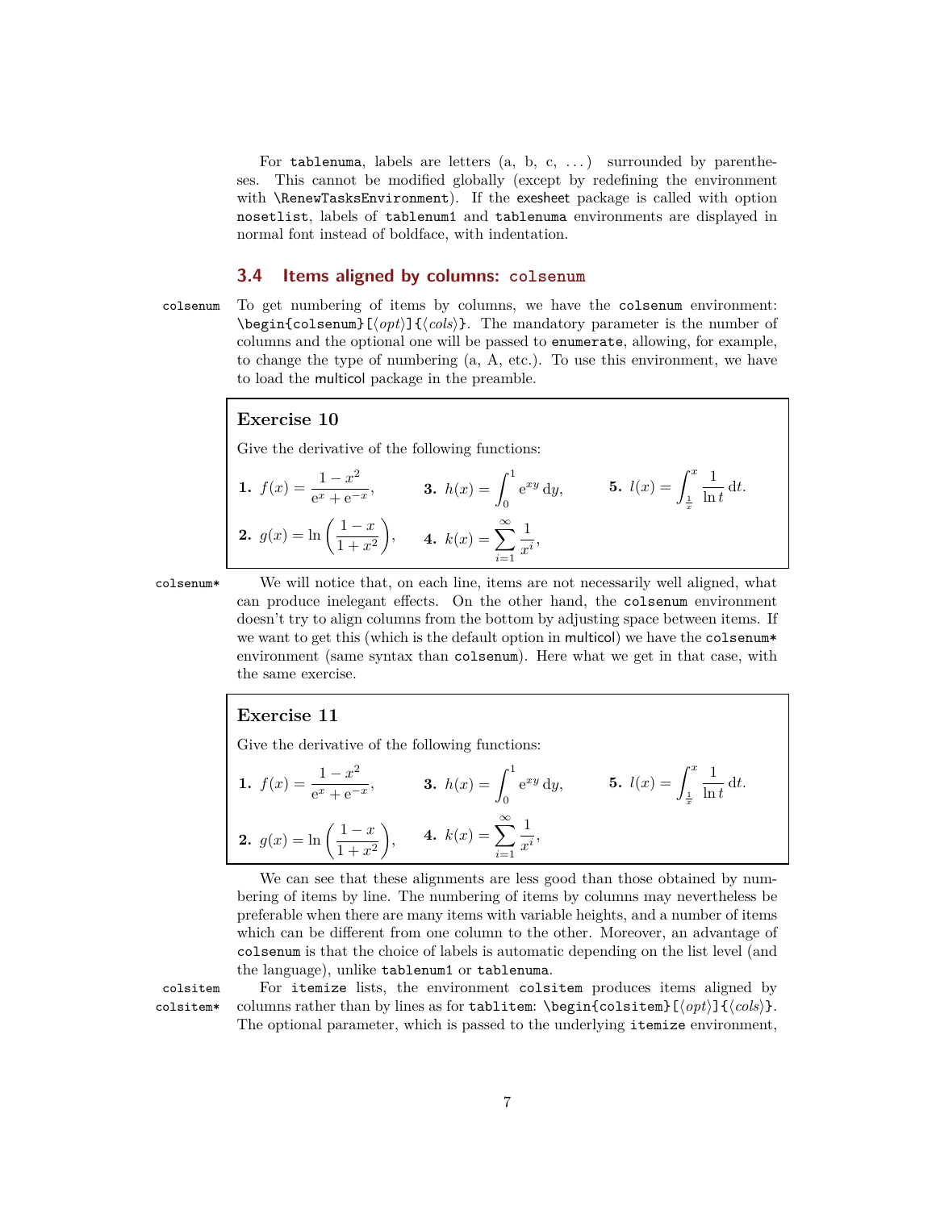For `tablenuma`, labels are letters (a, b, c, ...) surrounded by parentheses. This cannot be modified globally (except by redefining the environment with `\RenewTasksEnvironment`). If the exesheet package is called with option `nosetlist`, labels of `tablenum1` and `tablenuma` environments are displayed in normal font instead of boldface, with indentation.

### 3.4 Items aligned by columns: `colsenum`

`colsenum` To get numbering of items by columns, we have the `colsenum` environment: `\begin{colsenum}[⟨opt⟩]{⟨cols⟩}`. The mandatory parameter is the number of columns and the optional one will be passed to `enumerate`, allowing, for example, to change the type of numbering (a, A, etc.). To use this environment, we have to load the multicol package in the preamble.

> **Exercise 10**
>
> Give the derivative of the following functions:
>
> **1.** $f(x) = \dfrac{1-x^2}{\mathrm{e}^x + \mathrm{e}^{-x}}$,
>
> **2.** $g(x) = \ln\left(\dfrac{1-x}{1+x^2}\right)$,
>
> **3.** $h(x) = \displaystyle\int_0^1 \mathrm{e}^{xy}\,\mathrm{d}y$,
>
> **4.** $k(x) = \displaystyle\sum_{i=1}^{\infty} \frac{1}{x^i}$,
>
> **5.** $l(x) = \displaystyle\int_{\frac{1}{x}}^{x} \frac{1}{\ln t}\,\mathrm{d}t$.

`colsenum*` We will notice that, on each line, items are not necessarily well aligned, what can produce inelegant effects. On the other hand, the `colsenum` environment doesn't try to align columns from the bottom by adjusting space between items. If we want to get this (which is the default option in multicol) we have the `colsenum*` environment (same syntax than `colsenum`). Here what we get in that case, with the same exercise.

> **Exercise 11**
>
> Give the derivative of the following functions:
>
> **1.** $f(x) = \dfrac{1-x^2}{\mathrm{e}^x + \mathrm{e}^{-x}}$,
>
> **2.** $g(x) = \ln\left(\dfrac{1-x}{1+x^2}\right)$,
>
> **3.** $h(x) = \displaystyle\int_0^1 \mathrm{e}^{xy}\,\mathrm{d}y$,
>
> **4.** $k(x) = \displaystyle\sum_{i=1}^{\infty} \frac{1}{x^i}$,
>
> **5.** $l(x) = \displaystyle\int_{\frac{1}{x}}^{x} \frac{1}{\ln t}\,\mathrm{d}t$.

We can see that these alignments are less good than those obtained by numbering of items by line. The numbering of items by columns may nevertheless be preferable when there are many items with variable heights, and a number of items which can be different from one column to the other. Moreover, an advantage of `colsenum` is that the choice of labels is automatic depending on the list level (and the language), unlike `tablenum1` or `tablenuma`.

`colsitem` `colsitem*` For `itemize` lists, the environment `colsitem` produces items aligned by columns rather than by lines as for `tablitem`: `\begin{colsitem}[⟨opt⟩]{⟨cols⟩}`. The optional parameter, which is passed to the underlying `itemize` environment,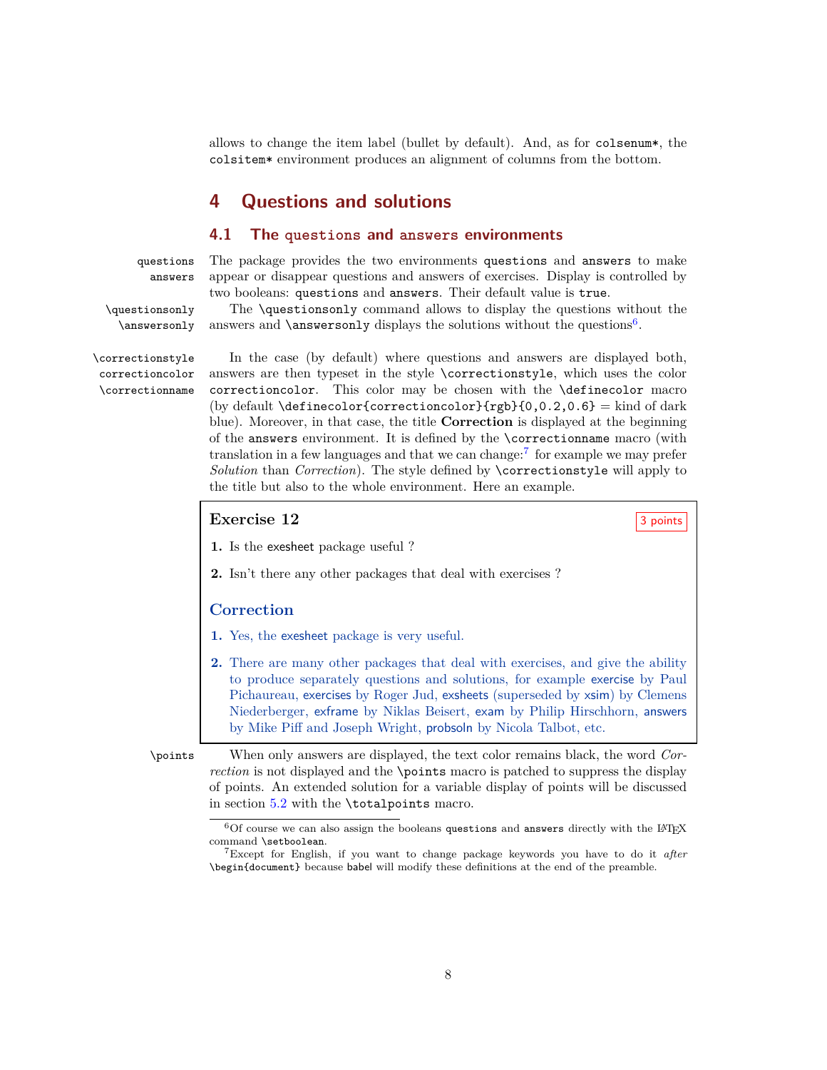allows to change the item label (bullet by default). And, as for `colsenum*`, the `colsitem*` environment produces an alignment of columns from the bottom.

# 4 Questions and solutions

## 4.1 The `questions` and `answers` environments

`questions` `answers` The package provides the two environments `questions` and `answers` to make appear or disappear questions and answers of exercises. Display is controlled by two booleans: `questions` and `answers`. Their default value is `true`.

`\questionsonly` `\answersonly` The `\questionsonly` command allows to display the questions without the answers and `\answersonly` displays the solutions without the questions[6].

`\correctionstyle` `correctioncolor` `\correctionname` In the case (by default) where questions and answers are displayed both, answers are then typeset in the style `\correctionstyle`, which uses the color `correctioncolor`. This color may be chosen with the `\definecolor` macro (by default `\definecolor{correctioncolor}{rgb}{0,0.2,0.6}` = kind of dark blue). Moreover, in that case, the title **Correction** is displayed at the beginning of the `answers` environment. It is defined by the `\correctionname` macro (with translation in a few languages and that we can change:[7] for example we may prefer *Solution* than *Correction*). The style defined by `\correctionstyle` will apply to the title but also to the whole environment. Here an example.

> **Exercise 12** — 3 points
>
> **1.** Is the exesheet package useful ?
>
> **2.** Isn't there any other packages that deal with exercises ?
>
> **Correction**
>
> **1.** Yes, the exesheet package is very useful.
>
> **2.** There are many other packages that deal with exercises, and give the ability to produce separately questions and solutions, for example exercise by Paul Pichaureau, exercises by Roger Jud, exsheets (superseded by xsim) by Clemens Niederberger, exframe by Niklas Beisert, exam by Philip Hirschhorn, answers by Mike Piff and Joseph Wright, probsoln by Nicola Talbot, etc.

`\points` When only answers are displayed, the text color remains black, the word *Correction* is not displayed and the `\points` macro is patched to suppress the display of points. An extended solution for a variable display of points will be discussed in section 5.2 with the `\totalpoints` macro.

---

[6] Of course we can also assign the booleans `questions` and `answers` directly with the LaTeX command `\setboolean`.

[7] Except for English, if you want to change package keywords you have to do it *after* `\begin{document}` because babel will modify these definitions at the end of the preamble.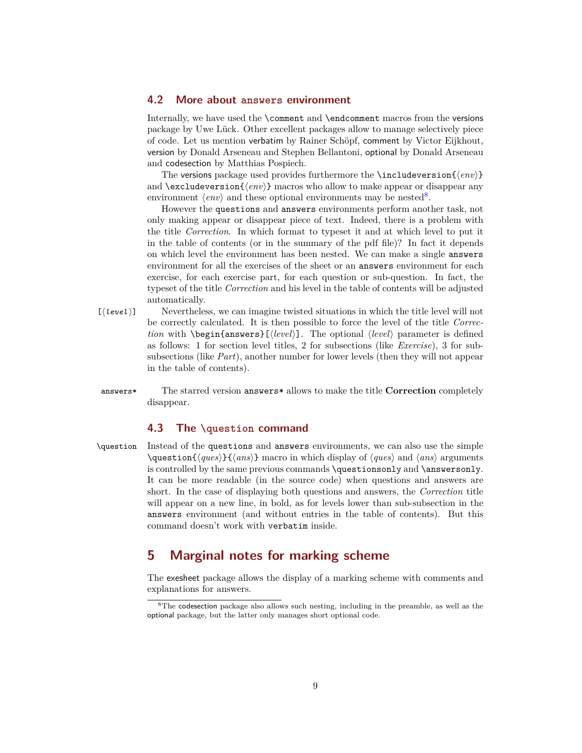## 4.2 More about answers environment

Internally, we have used the `\comment` and `\endcomment` macros from the versions package by Uwe Lück. Other excellent packages allow to manage selectively piece of code. Let us mention verbatim by Rainer Schöpf, comment by Victor Eijkhout, version by Donald Arseneau and Stephen Bellantoni, optional by Donald Arseneau and codesection by Matthias Pospiech.

The versions package used provides furthermore the `\includeversion{⟨env⟩}` and `\excludeversion{⟨env⟩}` macros who allow to make appear or disappear any environment ⟨*env*⟩ and these optional environments may be nested[8].

However the `questions` and `answers` environments perform another task, not only making appear or disappear piece of text. Indeed, there is a problem with the title *Correction*. In which format to typeset it and at which level to put it in the table of contents (or in the summary of the pdf file)? In fact it depends on which level the environment has been nested. We can make a single `answers` environment for all the exercises of the sheet or an `answers` environment for each exercise, for each exercise part, for each question or sub-question. In fact, the typeset of the title *Correction* and his level in the table of contents will be adjusted automatically.

`[⟨level⟩]` Nevertheless, we can imagine twisted situations in which the title level will not be correctly calculated. It is then possible to force the level of the title *Correction* with `\begin{answers}[⟨level⟩]`. The optional ⟨*level*⟩ parameter is defined as follows: 1 for section level titles, 2 for subsections (like *Exercise*), 3 for sub-subsections (like *Part*), another number for lower levels (then they will not appear in the table of contents).

`answers*` The starred version `answers*` allows to make the title **Correction** completely disappear.

## 4.3 The `\question` command

`\question` Instead of the `questions` and `answers` environments, we can also use the simple `\question{⟨ques⟩}{⟨ans⟩}` macro in which display of ⟨*ques*⟩ and ⟨*ans*⟩ arguments is controlled by the same previous commands `\questionsonly` and `\answersonly`. It can be more readable (in the source code) when questions and answers are short. In the case of displaying both questions and answers, the *Correction* title will appear on a new line, in bold, as for levels lower than sub-subsection in the `answers` environment (and without entries in the table of contents). But this command doesn't work with `verbatim` inside.

# 5 Marginal notes for marking scheme

The exesheet package allows the display of a marking scheme with comments and explanations for answers.

---

[8] The codesection package also allows such nesting, including in the preamble, as well as the optional package, but the latter only manages short optional code.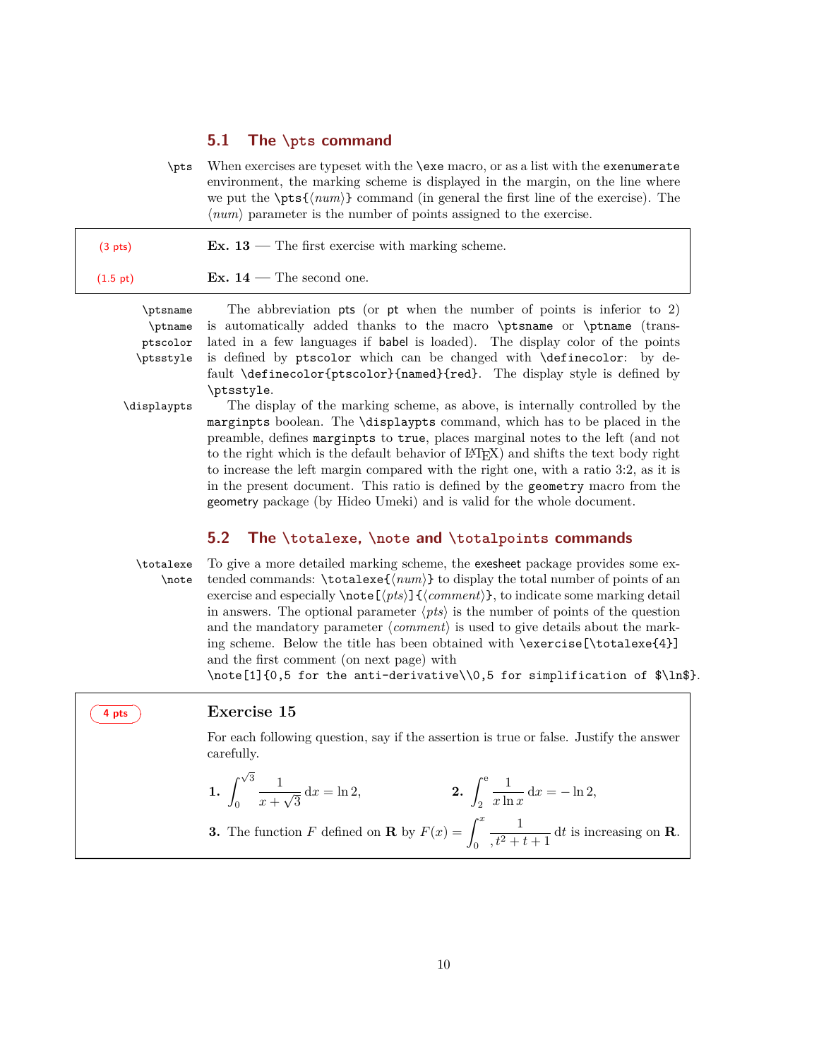### 5.1 The `\pts` command

`\pts` When exercises are typeset with the `\exe` macro, or as a list with the `exenumerate` environment, the marking scheme is displayed in the margin, on the line where we put the `\pts{⟨num⟩}` command (in general the first line of the exercise). The ⟨*num*⟩ parameter is the number of points assigned to the exercise.

(3 pts) **Ex. 13** — The first exercise with marking scheme.

(1.5 pt) **Ex. 14** — The second one.

`\ptsname` `\ptname` `ptscolor` `\ptsstyle` The abbreviation pts (or pt when the number of points is inferior to 2) is automatically added thanks to the macro `\ptsname` or `\ptname` (translated in a few languages if babel is loaded). The display color of the points is defined by `ptscolor` which can be changed with `\definecolor`: by default `\definecolor{ptscolor}{named}{red}`. The display style is defined by `\ptsstyle`.

`\displaypts` The display of the marking scheme, as above, is internally controlled by the `marginpts` boolean. The `\displaypts` command, which has to be placed in the preamble, defines `marginpts` to `true`, places marginal notes to the left (and not to the right which is the default behavior of LaTeX) and shifts the text body right to increase the left margin compared with the right one, with a ratio 3:2, as it is in the present document. This ratio is defined by the `geometry` macro from the geometry package (by Hideo Umeki) and is valid for the whole document.

### 5.2 The `\totalexe`, `\note` and `\totalpoints` commands

`\totalexe` `\note` To give a more detailed marking scheme, the exesheet package provides some extended commands: `\totalexe{⟨num⟩}` to display the total number of points of an exercise and especially `\note[⟨pts⟩]{⟨comment⟩}`, to indicate some marking detail in answers. The optional parameter ⟨*pts*⟩ is the number of points of the question and the mandatory parameter ⟨*comment*⟩ is used to give details about the marking scheme. Below the title has been obtained with `\exercise[\totalexe{4}]` and the first comment (on next page) with
`\note[1]{0,5 for the anti-derivative\\0,5 for simplification of $\ln$}`.

4 pts **Exercise 15**

For each following question, say if the assertion is true or false. Justify the answer carefully.

**1.** $\displaystyle\int_0^{\sqrt{3}} \frac{1}{x+\sqrt{3}}\,\mathrm{d}x = \ln 2$, **2.** $\displaystyle\int_2^{\mathrm{e}} \frac{1}{x\ln x}\,\mathrm{d}x = -\ln 2$,

**3.** The function $F$ defined on $\mathbf{R}$ by $F(x) = \displaystyle\int_0^x \frac{1}{,t^2+t+1}\,\mathrm{d}t$ is increasing on $\mathbf{R}$.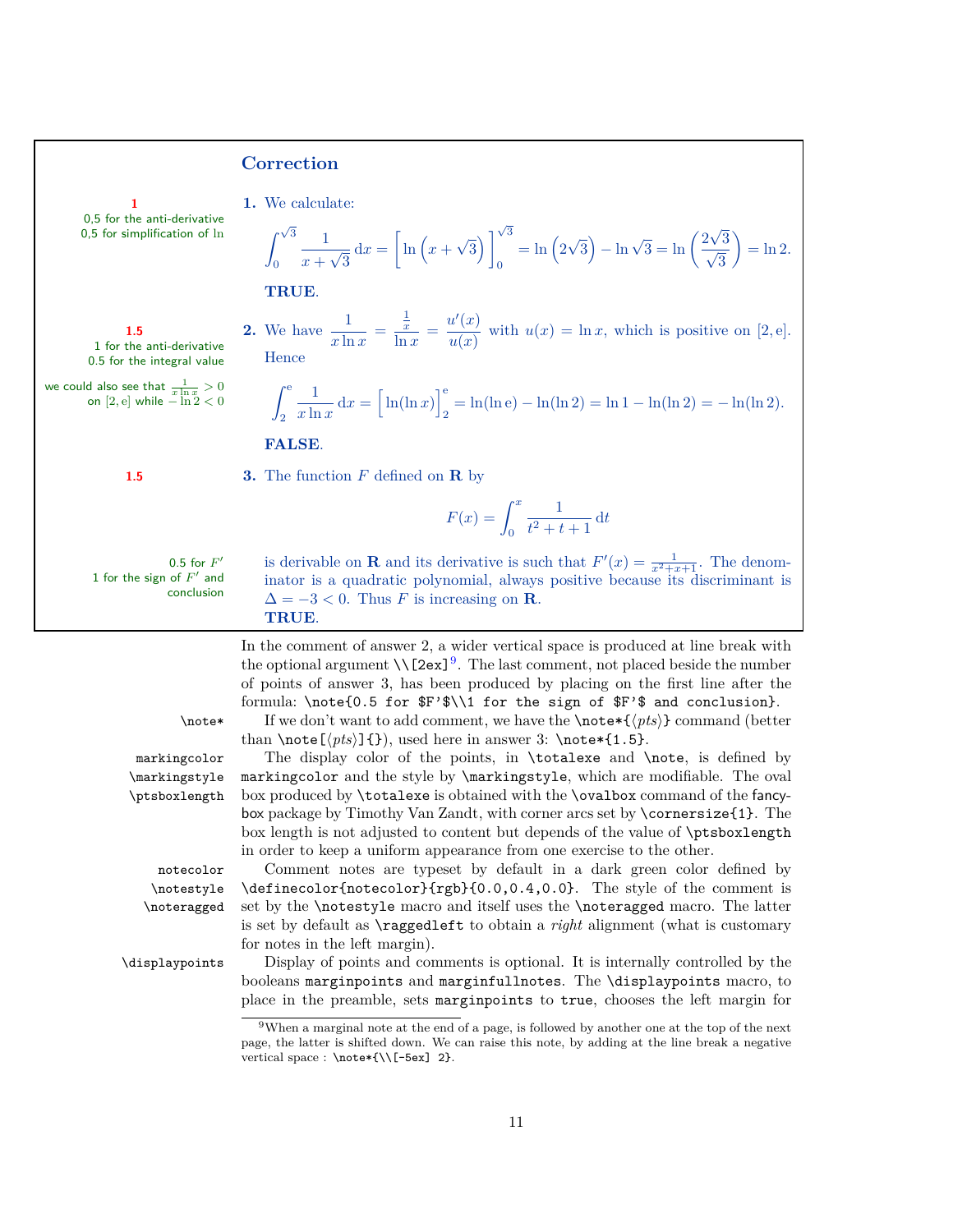## Correction

**1** — 0,5 for the anti-derivative; 0,5 for simplification of $\ln$

**1.** We calculate:

$$\int_0^{\sqrt{3}} \frac{1}{x+\sqrt{3}}\,\mathrm{d}x = \Big[\ln\left(x+\sqrt{3}\right)\Big]_0^{\sqrt{3}} = \ln\left(2\sqrt{3}\right) - \ln\sqrt{3} = \ln\left(\frac{2\sqrt{3}}{\sqrt{3}}\right) = \ln 2.$$

**TRUE**.

**1.5** — 1 for the anti-derivative; 0.5 for the integral value

we could also see that $\frac{1}{x\ln x} > 0$ on $[2, \mathrm{e}]$ while $-\ln 2 < 0$

**2.** We have $\dfrac{1}{x\ln x} = \dfrac{\frac{1}{x}}{\ln x} = \dfrac{u'(x)}{u(x)}$ with $u(x) = \ln x$, which is positive on $[2, \mathrm{e}]$. Hence

$$\int_2^{\mathrm{e}} \frac{1}{x\ln x}\,\mathrm{d}x = \Big[\ln(\ln x)\Big]_2^{\mathrm{e}} = \ln(\ln \mathrm{e}) - \ln(\ln 2) = \ln 1 - \ln(\ln 2) = -\ln(2).$$

**FALSE**.

**1.5**

**3.** The function $F$ defined on $\mathbf{R}$ by

$$F(x) = \int_0^x \frac{1}{t^2+t+1}\,\mathrm{d}t$$

0.5 for $F'$; 1 for the sign of $F'$ and conclusion

is derivable on $\mathbf{R}$ and its derivative is such that $F'(x) = \frac{1}{x^2+x+1}$. The denominator is a quadratic polynomial, always positive because its discriminant is $\Delta = -3 < 0$. Thus $F$ is increasing on $\mathbf{R}$.
**TRUE**.

In the comment of answer 2, a wider vertical space is produced at line break with the optional argument `\\[2ex]`[9]. The last comment, not placed beside the number of points of answer 3, has been produced by placing on the first line after the formula: `\note{0.5 for $F'$\\1 for the sign of $F'$ and conclusion}`.

`\note*` — If we don't want to add comment, we have the `\note*{`⟨*pts*⟩`}` command (better than `\note[`⟨*pts*⟩`]{}`), used here in answer 3: `\note*{1.5}`.

`markingcolor` `\markingstyle` `\ptsboxlength` — The display color of the points, in `\totalexe` and `\note`, is defined by `markingcolor` and the style by `\markingstyle`, which are modifiable. The oval box produced by `\totalexe` is obtained with the `\ovalbox` command of the `fancybox` package by Timothy Van Zandt, with corner arcs set by `\cornersize{1}`. The box length is not adjusted to content but depends of the value of `\ptsboxlength` in order to keep a uniform appearance from one exercise to the other.

`notecolor` `\notestyle` `\noteragged` — Comment notes are typeset by default in a dark green color defined by `\definecolor{notecolor}{rgb}{0.0,0.4,0.0}`. The style of the comment is set by the `\notestyle` macro and itself uses the `\noteragged` macro. The latter is set by default as `\raggedleft` to obtain a *right* alignment (what is customary for notes in the left margin).

`\displaypoints` — Display of points and comments is optional. It is internally controlled by the booleans `marginpoints` and `marginfullnotes`. The `\displaypoints` macro, to place in the preamble, sets `marginpoints` to `true`, chooses the left margin for

---

[9] When a marginal note at the end of a page, is followed by another one at the top of the next page, the latter is shifted down. We can raise this note, by adding at the line break a negative vertical space : `\note*{\\[-5ex] 2}`.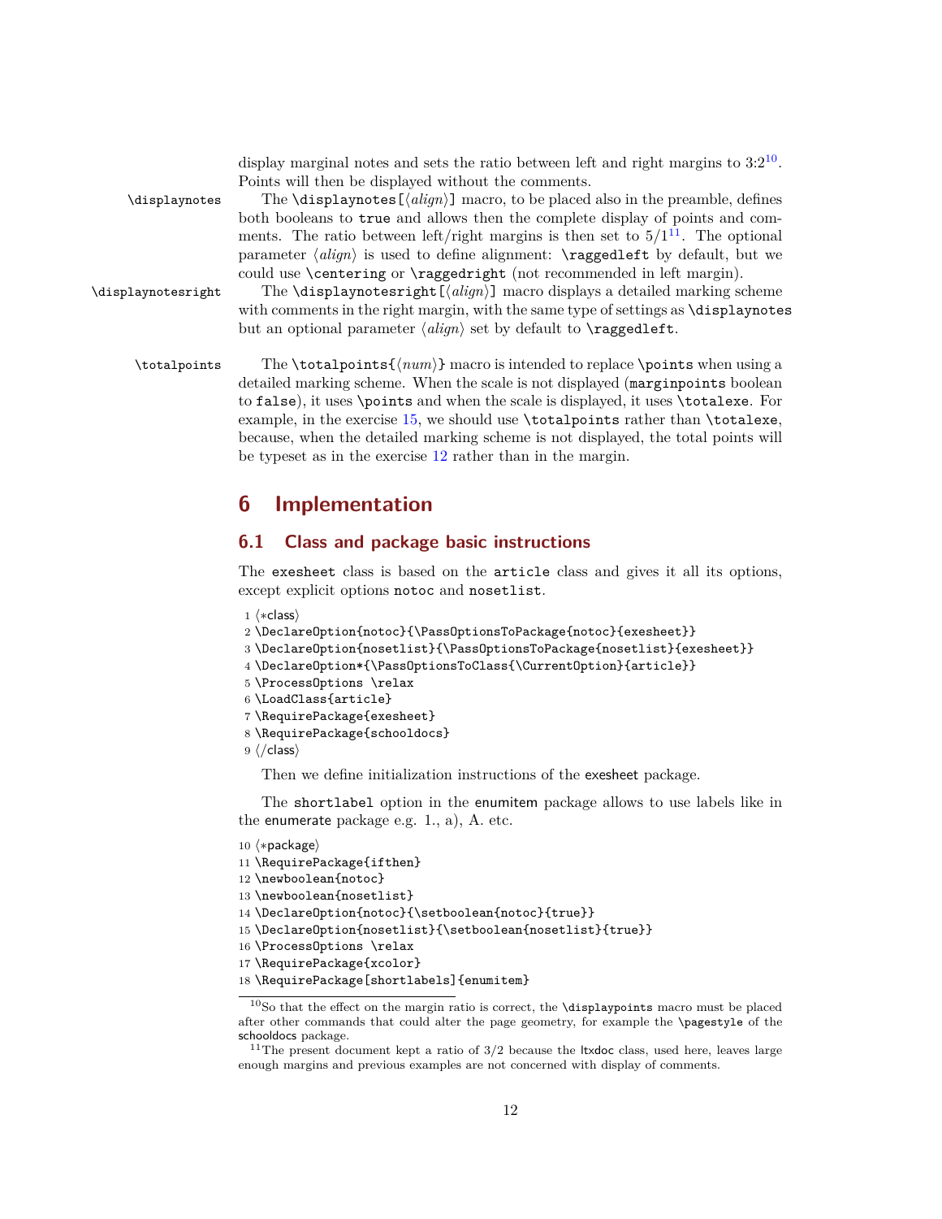display marginal notes and sets the ratio between left and right margins to 3:2[10]. Points will then be displayed without the comments.

`\displaynotes` The `\displaynotes[⟨align⟩]` macro, to be placed also in the preamble, defines both booleans to `true` and allows then the complete display of points and comments. The ratio between left/right margins is then set to 5/1[11]. The optional parameter ⟨*align*⟩ is used to define alignment: `\raggedleft` by default, but we could use `\centering` or `\raggedright` (not recommended in left margin).

`\displaynotesright` The `\displaynotesright[⟨align⟩]` macro displays a detailed marking scheme with comments in the right margin, with the same type of settings as `\displaynotes` but an optional parameter ⟨*align*⟩ set by default to `\raggedleft`.

`\totalpoints` The `\totalpoints{⟨num⟩}` macro is intended to replace `\points` when using a detailed marking scheme. When the scale is not displayed (`marginpoints` boolean to `false`), it uses `\points` and when the scale is displayed, it uses `\totalexe`. For example, in the exercise 15, we should use `\totalpoints` rather than `\totalexe`, because, when the detailed marking scheme is not displayed, the total points will be typeset as in the exercise 12 rather than in the margin.

# 6 Implementation

## 6.1 Class and package basic instructions

The `exesheet` class is based on the `article` class and gives it all its options, except explicit options `notoc` and `nosetlist`.

```
1 ⟨*class⟩
2 \DeclareOption{notoc}{\PassOptionsToPackage{notoc}{exesheet}}
3 \DeclareOption{nosetlist}{\PassOptionsToPackage{nosetlist}{exesheet}}
4 \DeclareOption*{\PassOptionsToClass{\CurrentOption}{article}}
5 \ProcessOptions \relax
6 \LoadClass{article}
7 \RequirePackage{exesheet}
8 \RequirePackage{schooldocs}
9 ⟨/class⟩
```

Then we define initialization instructions of the exesheet package.

The `shortlabel` option in the enumitem package allows to use labels like in the enumerate package e.g. 1., a), A. etc.

```
10 ⟨*package⟩
11 \RequirePackage{ifthen}
12 \newboolean{notoc}
13 \newboolean{nosetlist}
14 \DeclareOption{notoc}{\setboolean{notoc}{true}}
15 \DeclareOption{nosetlist}{\setboolean{nosetlist}{true}}
16 \ProcessOptions \relax
17 \RequirePackage{xcolor}
18 \RequirePackage[shortlabels]{enumitem}
```

[10] So that the effect on the margin ratio is correct, the `\displaypoints` macro must be placed after other commands that could alter the page geometry, for example the `\pagestyle` of the schooldocs package.

[11] The present document kept a ratio of 3/2 because the ltxdoc class, used here, leaves large enough margins and previous examples are not concerned with display of comments.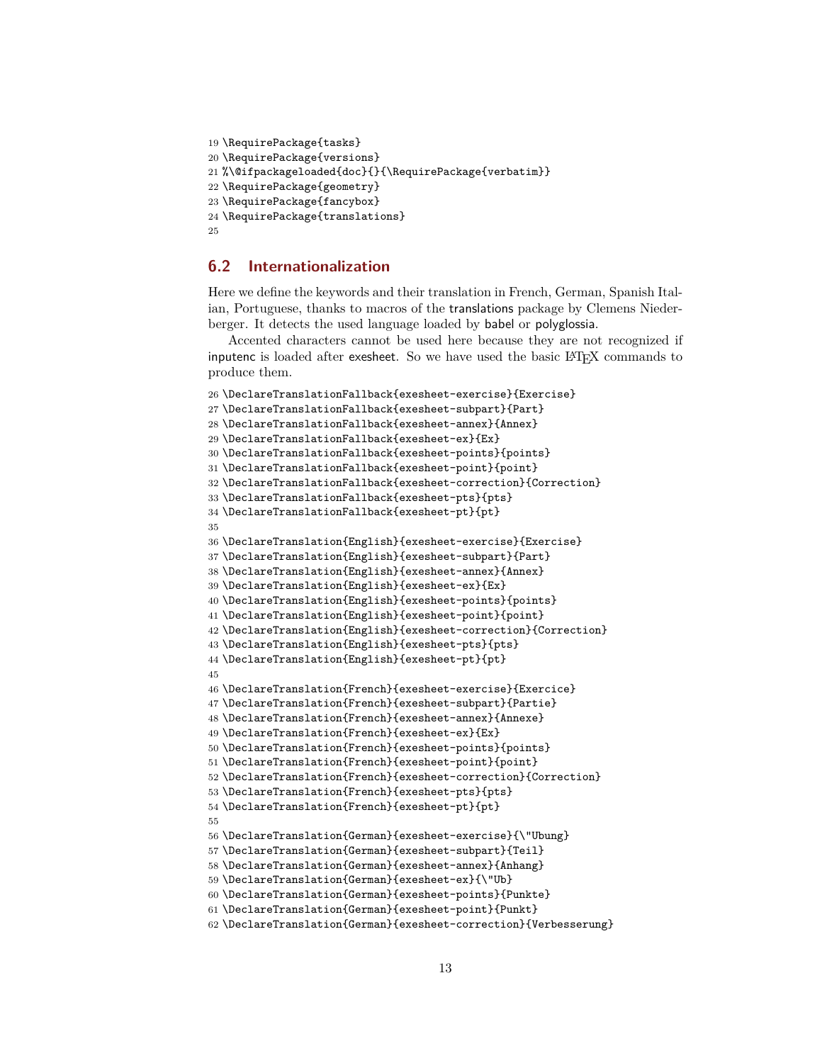```
19 \RequirePackage{tasks}
20 \RequirePackage{versions}
21 %\@ifpackageloaded{doc}{}{\RequirePackage{verbatim}}
22 \RequirePackage{geometry}
23 \RequirePackage{fancybox}
24 \RequirePackage{translations}
25
```

## 6.2 Internationalization

Here we define the keywords and their translation in French, German, Spanish Italian, Portuguese, thanks to macros of the translations package by Clemens Niederberger. It detects the used language loaded by babel or polyglossia.

Accented characters cannot be used here because they are not recognized if inputenc is loaded after exesheet. So we have used the basic LaTeX commands to produce them.

```
26 \DeclareTranslationFallback{exesheet-exercise}{Exercise}
27 \DeclareTranslationFallback{exesheet-subpart}{Part}
28 \DeclareTranslationFallback{exesheet-annex}{Annex}
29 \DeclareTranslationFallback{exesheet-ex}{Ex}
30 \DeclareTranslationFallback{exesheet-points}{points}
31 \DeclareTranslationFallback{exesheet-point}{point}
32 \DeclareTranslationFallback{exesheet-correction}{Correction}
33 \DeclareTranslationFallback{exesheet-pts}{pts}
34 \DeclareTranslationFallback{exesheet-pt}{pt}
35
36 \DeclareTranslation{English}{exesheet-exercise}{Exercise}
37 \DeclareTranslation{English}{exesheet-subpart}{Part}
38 \DeclareTranslation{English}{exesheet-annex}{Annex}
39 \DeclareTranslation{English}{exesheet-ex}{Ex}
40 \DeclareTranslation{English}{exesheet-points}{points}
41 \DeclareTranslation{English}{exesheet-point}{point}
42 \DeclareTranslation{English}{exesheet-correction}{Correction}
43 \DeclareTranslation{English}{exesheet-pts}{pts}
44 \DeclareTranslation{English}{exesheet-pt}{pt}
45
46 \DeclareTranslation{French}{exesheet-exercise}{Exercice}
47 \DeclareTranslation{French}{exesheet-subpart}{Partie}
48 \DeclareTranslation{French}{exesheet-annex}{Annexe}
49 \DeclareTranslation{French}{exesheet-ex}{Ex}
50 \DeclareTranslation{French}{exesheet-points}{points}
51 \DeclareTranslation{French}{exesheet-point}{point}
52 \DeclareTranslation{French}{exesheet-correction}{Correction}
53 \DeclareTranslation{French}{exesheet-pts}{pts}
54 \DeclareTranslation{French}{exesheet-pt}{pt}
55
56 \DeclareTranslation{German}{exesheet-exercise}{\"Ubung}
57 \DeclareTranslation{German}{exesheet-subpart}{Teil}
58 \DeclareTranslation{German}{exesheet-annex}{Anhang}
59 \DeclareTranslation{German}{exesheet-ex}{\"Ub}
60 \DeclareTranslation{German}{exesheet-points}{Punkte}
61 \DeclareTranslation{German}{exesheet-point}{Punkt}
62 \DeclareTranslation{German}{exesheet-correction}{Verbesserung}
```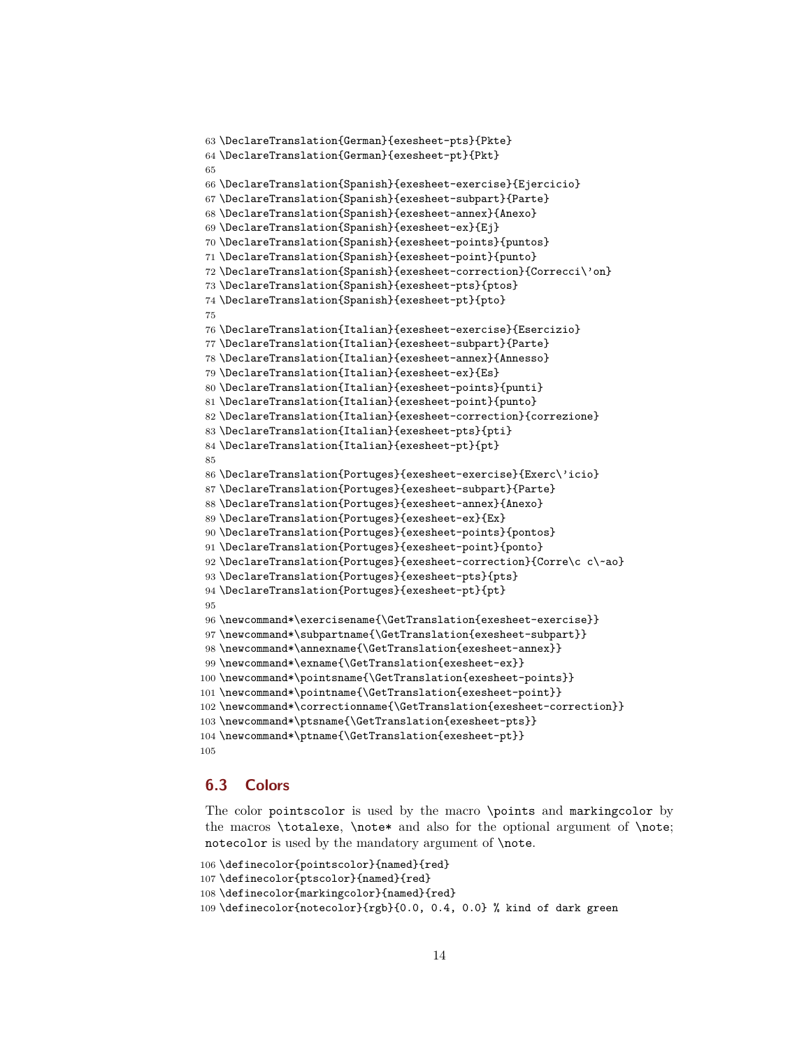```
63 \DeclareTranslation{German}{exesheet-pts}{Pkte}
64 \DeclareTranslation{German}{exesheet-pt}{Pkt}
65
66 \DeclareTranslation{Spanish}{exesheet-exercise}{Ejercicio}
67 \DeclareTranslation{Spanish}{exesheet-subpart}{Parte}
68 \DeclareTranslation{Spanish}{exesheet-annex}{Anexo}
69 \DeclareTranslation{Spanish}{exesheet-ex}{Ej}
70 \DeclareTranslation{Spanish}{exesheet-points}{puntos}
71 \DeclareTranslation{Spanish}{exesheet-point}{punto}
72 \DeclareTranslation{Spanish}{exesheet-correction}{Correcci\'on}
73 \DeclareTranslation{Spanish}{exesheet-pts}{ptos}
74 \DeclareTranslation{Spanish}{exesheet-pt}{pto}
75
76 \DeclareTranslation{Italian}{exesheet-exercise}{Esercizio}
77 \DeclareTranslation{Italian}{exesheet-subpart}{Parte}
78 \DeclareTranslation{Italian}{exesheet-annex}{Annesso}
79 \DeclareTranslation{Italian}{exesheet-ex}{Es}
80 \DeclareTranslation{Italian}{exesheet-points}{punti}
81 \DeclareTranslation{Italian}{exesheet-point}{punto}
82 \DeclareTranslation{Italian}{exesheet-correction}{correzione}
83 \DeclareTranslation{Italian}{exesheet-pts}{pti}
84 \DeclareTranslation{Italian}{exesheet-pt}{pt}
85
86 \DeclareTranslation{Portuges}{exesheet-exercise}{Exerc\'icio}
87 \DeclareTranslation{Portuges}{exesheet-subpart}{Parte}
88 \DeclareTranslation{Portuges}{exesheet-annex}{Anexo}
89 \DeclareTranslation{Portuges}{exesheet-ex}{Ex}
90 \DeclareTranslation{Portuges}{exesheet-points}{pontos}
91 \DeclareTranslation{Portuges}{exesheet-point}{ponto}
92 \DeclareTranslation{Portuges}{exesheet-correction}{Corre\c c\~ao}
93 \DeclareTranslation{Portuges}{exesheet-pts}{pts}
94 \DeclareTranslation{Portuges}{exesheet-pt}{pt}
95
96 \newcommand*\exercisename{\GetTranslation{exesheet-exercise}}
97 \newcommand*\subpartname{\GetTranslation{exesheet-subpart}}
98 \newcommand*\annexname{\GetTranslation{exesheet-annex}}
99 \newcommand*\exname{\GetTranslation{exesheet-ex}}
100 \newcommand*\pointsname{\GetTranslation{exesheet-points}}
101 \newcommand*\pointname{\GetTranslation{exesheet-point}}
102 \newcommand*\correctionname{\GetTranslation{exesheet-correction}}
103 \newcommand*\ptsname{\GetTranslation{exesheet-pts}}
104 \newcommand*\ptname{\GetTranslation{exesheet-pt}}
105
```

### 6.3 Colors

The color pointscolor is used by the macro \points and markingcolor by the macros \totalexe, \note* and also for the optional argument of \note; notecolor is used by the mandatory argument of \note.

```
106 \definecolor{pointscolor}{named}{red}
107 \definecolor{ptscolor}{named}{red}
108 \definecolor{markingcolor}{named}{red}
109 \definecolor{notecolor}{rgb}{0.0, 0.4, 0.0} % kind of dark green
```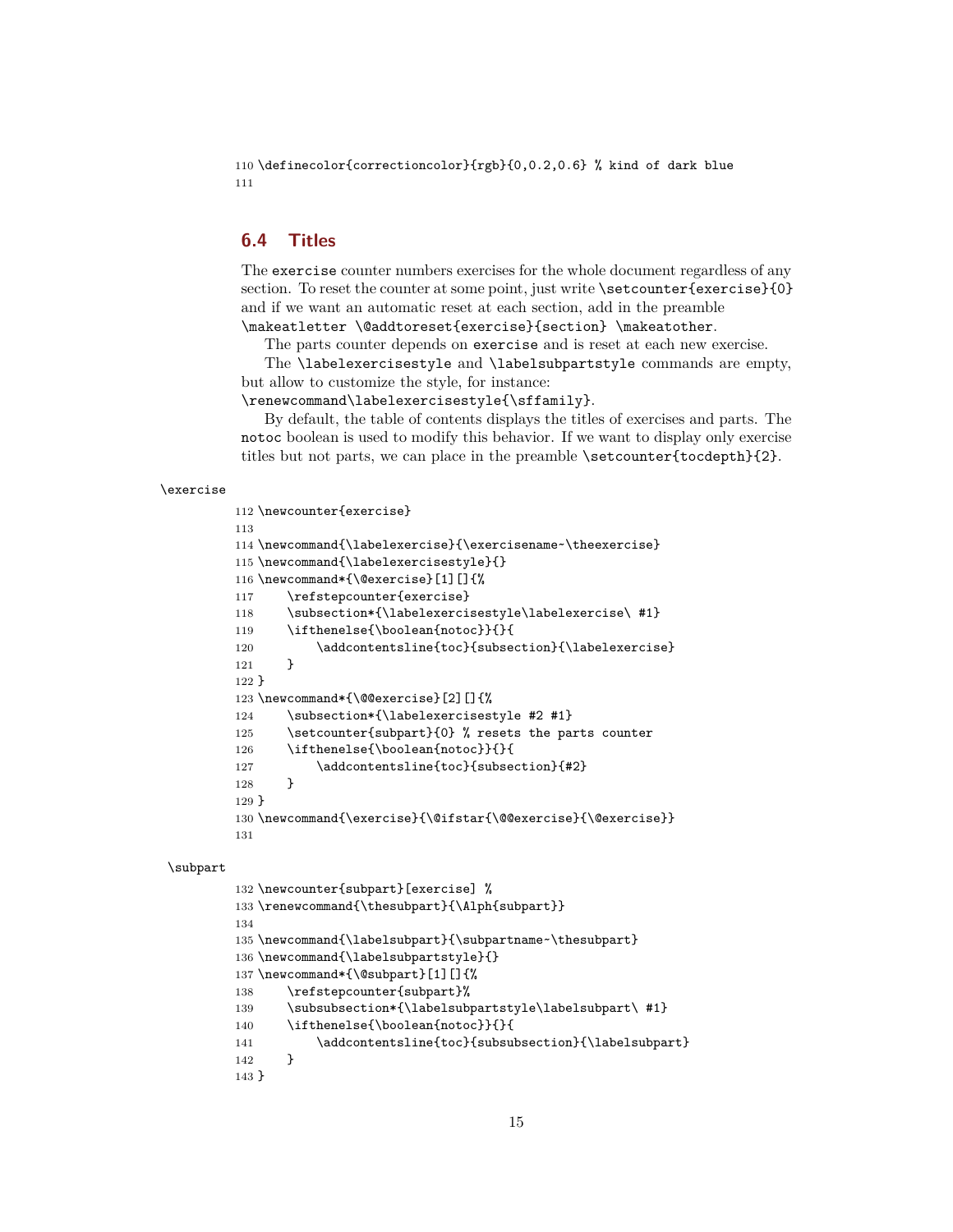```
110 \definecolor{correctioncolor}{rgb}{0,0.2,0.6} % kind of dark blue
111
```

## 6.4 Titles

The `exercise` counter numbers exercises for the whole document regardless of any section. To reset the counter at some point, just write `\setcounter{exercise}{0}` and if we want an automatic reset at each section, add in the preamble `\makeatletter \@addtoreset{exercise}{section} \makeatother`.

The parts counter depends on `exercise` and is reset at each new exercise.

The `\labelexercisestyle` and `\labelsubpartstyle` commands are empty, but allow to customize the style, for instance: `\renewcommand\labelexercisestyle{\sffamily}`.

By default, the table of contents displays the titles of exercises and parts. The `notoc` boolean is used to modify this behavior. If we want to display only exercise titles but not parts, we can place in the preamble `\setcounter{tocdepth}{2}`.

`\exercise`

```
112 \newcounter{exercise}
113
114 \newcommand{\labelexercise}{\exercisename~\theexercise}
115 \newcommand{\labelexercisestyle}{}
116 \newcommand*{\@exercise}[1][]{%
117     \refstepcounter{exercise}
118     \subsection*{\labelexercisestyle\labelexercise\ #1}
119     \ifthenelse{\boolean{notoc}}{}{
120         \addcontentsline{toc}{subsection}{\labelexercise}
121     }
122 }
123 \newcommand*{\@@exercise}[2][]{%
124     \subsection*{\labelexercisestyle #2 #1}
125     \setcounter{subpart}{0} % resets the parts counter
126     \ifthenelse{\boolean{notoc}}{}{
127         \addcontentsline{toc}{subsection}{#2}
128     }
129 }
130 \newcommand{\exercise}{\@ifstar{\@@exercise}{\@exercise}}
131
```

`\subpart`

```
132 \newcounter{subpart}[exercise] %
133 \renewcommand{\thesubpart}{\Alph{subpart}}
134
135 \newcommand{\labelsubpart}{\subpartname~\thesubpart}
136 \newcommand{\labelsubpartstyle}{}
137 \newcommand*{\@subpart}[1][]{%
138     \refstepcounter{subpart}%
139     \subsubsection*{\labelsubpartstyle\labelsubpart\ #1}
140     \ifthenelse{\boolean{notoc}}{}{
141         \addcontentsline{toc}{subsubsection}{\labelsubpart}
142     }
143 }
```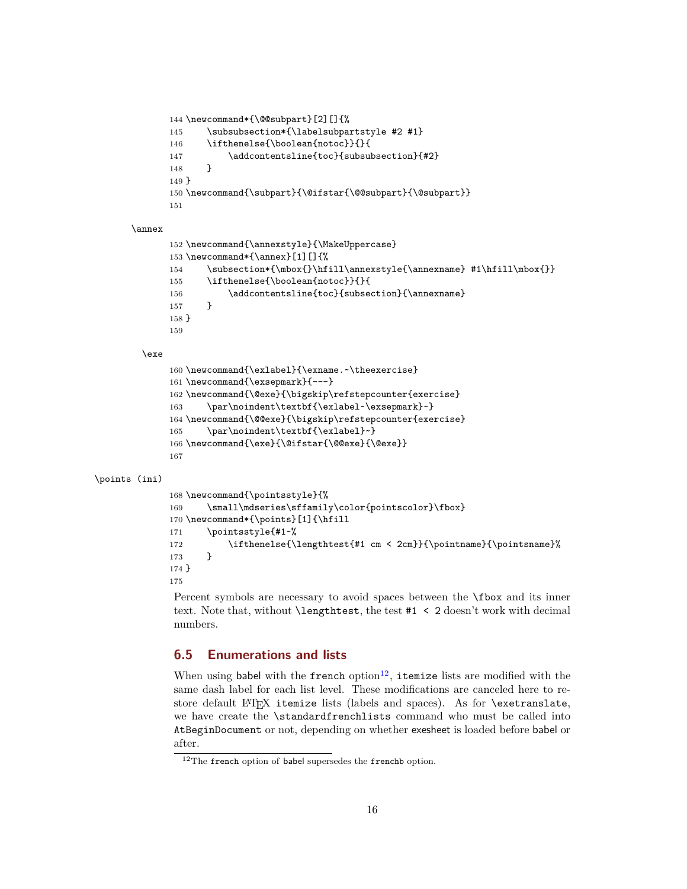```
144 \newcommand*{\@@subpart}[2][]{%
145     \subsubsection*{\labelsubpartstyle #2 #1}
146     \ifthenelse{\boolean{notoc}}{}{
147         \addcontentsline{toc}{subsubsection}{#2}
148     }
149 }
150 \newcommand{\subpart}{\@ifstar{\@@subpart}{\@subpart}}
151
```

\annex

```
152 \newcommand{\annexstyle}{\MakeUppercase}
153 \newcommand*{\annex}[1][]{%
154     \subsection*{\mbox{}\hfill\annexstyle{\annexname} #1\hfill\mbox{}}
155     \ifthenelse{\boolean{notoc}}{}{
156         \addcontentsline{toc}{subsection}{\annexname}
157     }
158 }
159
```

\exe

```
160 \newcommand{\exlabel}{\exname.~\theexercise}
161 \newcommand{\exsepmark}{---}
162 \newcommand{\@exe}{\bigskip\refstepcounter{exercise}
163     \par\noindent\textbf{\exlabel~\exsepmark}~}
164 \newcommand{\@@exe}{\bigskip\refstepcounter{exercise}
165     \par\noindent\textbf{\exlabel}~}
166 \newcommand{\exe}{\@ifstar{\@@exe}{\@exe}}
167
```

\points (ini)

```
168 \newcommand{\pointsstyle}{%
169     \small\mdseries\sffamily\color{pointscolor}\fbox}
170 \newcommand*{\points}[1]{\hfill
171     \pointsstyle{#1~%
172         \ifthenelse{\lengthtest{#1 cm < 2cm}}{\pointname}{\pointsname}%
173     }
174 }
175
```

Percent symbols are necessary to avoid spaces between the `\fbox` and its inner text. Note that, without `\lengthtest`, the test `#1 < 2` doesn't work with decimal numbers.

## 6.5 Enumerations and lists

When using babel with the `french` option[12], `itemize` lists are modified with the same dash label for each list level. These modifications are canceled here to restore default LaTeX `itemize` lists (labels and spaces). As for `\exetranslate`, we have create the `\standardfrenchlists` command who must be called into `AtBeginDocument` or not, depending on whether exesheet is loaded before babel or after.

[12] The `french` option of babel supersedes the `frenchb` option.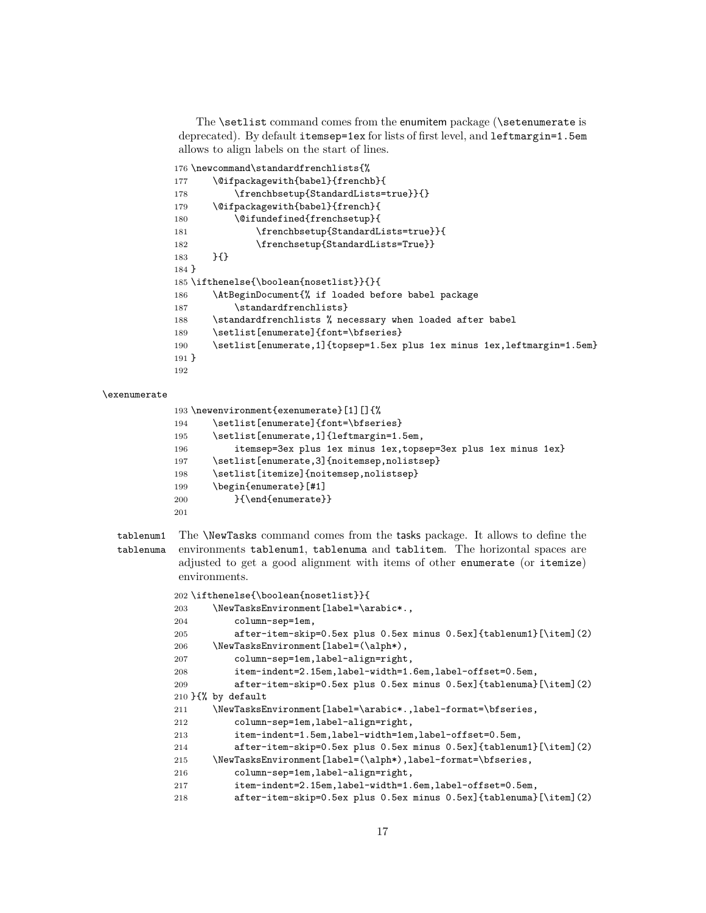The `\setlist` command comes from the enumitem package (`\setenumerate` is deprecated). By default `itemsep=1ex` for lists of first level, and `leftmargin=1.5em` allows to align labels on the start of lines.

```
176 \newcommand\standardfrenchlists{%
177     \@ifpackagewith{babel}{frenchb}{
178         \frenchbsetup{StandardLists=true}}{}
179     \@ifpackagewith{babel}{french}{
180         \@ifundefined{frenchsetup}{
181             \frenchbsetup{StandardLists=true}}{
182             \frenchsetup{StandardLists=True}}
183     }{}
184 }
185 \ifthenelse{\boolean{nosetlist}}{}{
186     \AtBeginDocument{% if loaded before babel package
187         \standardfrenchlists}
188     \standardfrenchlists % necessary when loaded after babel
189     \setlist[enumerate]{font=\bfseries}
190     \setlist[enumerate,1]{topsep=1.5ex plus 1ex minus 1ex,leftmargin=1.5em}
191 }
192
```

`\exenumerate`

```
193 \newenvironment{exenumerate}[1][]{%
194     \setlist[enumerate]{font=\bfseries}
195     \setlist[enumerate,1]{leftmargin=1.5em,
196         itemsep=3ex plus 1ex minus 1ex,topsep=3ex plus 1ex minus 1ex}
197     \setlist[enumerate,3]{noitemsep,nolistsep}
198     \setlist[itemize]{noitemsep,nolistsep}
199     \begin{enumerate}[#1]
200         }{\end{enumerate}}
201
```

`tablenum1` `tablenuma` The `\NewTasks` command comes from the tasks package. It allows to define the environments `tablenum1`, `tablenuma` and `tablitem`. The horizontal spaces are adjusted to get a good alignment with items of other `enumerate` (or `itemize`) environments.

```
202 \ifthenelse{\boolean{nosetlist}}{
203     \NewTasksEnvironment[label=\arabic*.,
204         column-sep=1em,
205         after-item-skip=0.5ex plus 0.5ex minus 0.5ex]{tablenum1}[\item](2)
206     \NewTasksEnvironment[label=(\alph*),
207         column-sep=1em,label-align=right,
208         item-indent=2.15em,label-width=1.6em,label-offset=0.5em,
209         after-item-skip=0.5ex plus 0.5ex minus 0.5ex]{tablenuma}[\item](2)
210 }{% by default
211     \NewTasksEnvironment[label=\arabic*.,label-format=\bfseries,
212         column-sep=1em,label-align=right,
213         item-indent=1.5em,label-width=1em,label-offset=0.5em,
214         after-item-skip=0.5ex plus 0.5ex minus 0.5ex]{tablenum1}[\item](2)
215     \NewTasksEnvironment[label=(\alph*),label-format=\bfseries,
216         column-sep=1em,label-align=right,
217         item-indent=2.15em,label-width=1.6em,label-offset=0.5em,
218         after-item-skip=0.5ex plus 0.5ex minus 0.5ex]{tablenuma}[\item](2)
```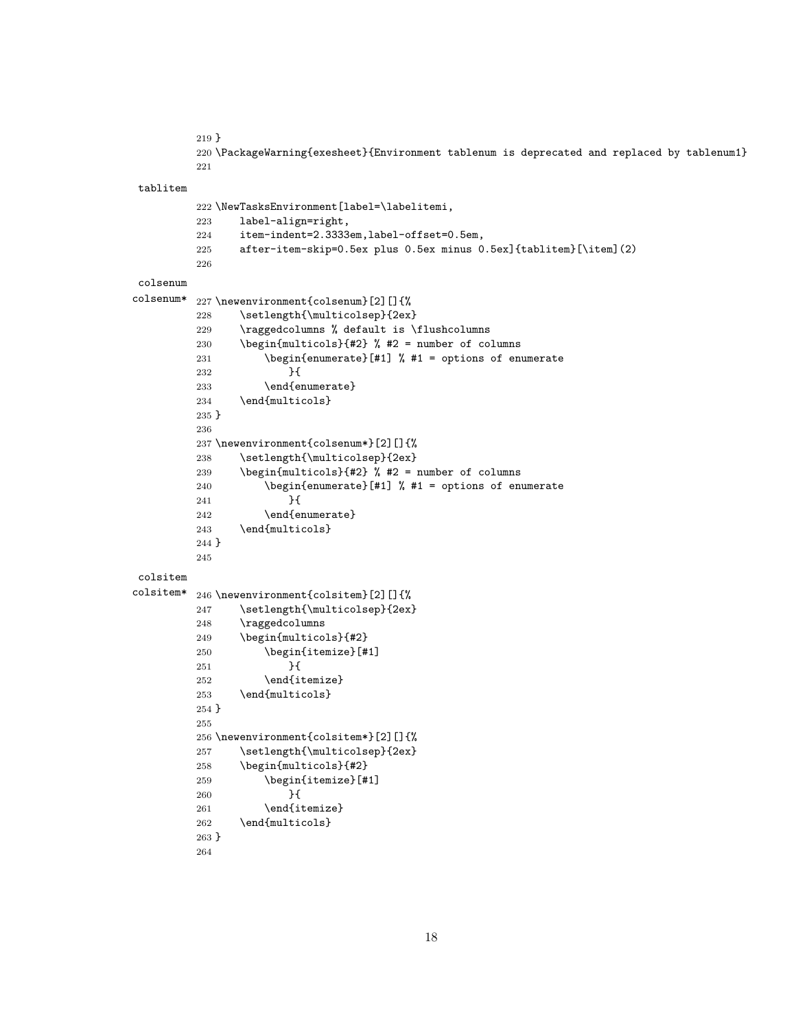```
219 }
220 \PackageWarning{exesheet}{Environment tablenum is deprecated and replaced by tablenum1}
221
```

tablitem

```
222 \NewTasksEnvironment[label=\labelitemi,
223     label-align=right,
224     item-indent=2.3333em,label-offset=0.5em,
225     after-item-skip=0.5ex plus 0.5ex minus 0.5ex]{tablitem}[\item](2)
226
```

colsenum
colsenum*

```
227 \newenvironment{colsenum}[2][]{%
228     \setlength{\multicolsep}{2ex}
229     \raggedcolumns % default is \flushcolumns
230     \begin{multicols}{#2} % #2 = number of columns
231         \begin{enumerate}[#1] % #1 = options of enumerate
232             }{
233         \end{enumerate}
234     \end{multicols}
235 }
236
237 \newenvironment{colsenum*}[2][]{%
238     \setlength{\multicolsep}{2ex}
239     \begin{multicols}{#2} % #2 = number of columns
240         \begin{enumerate}[#1] % #1 = options of enumerate
241             }{
242         \end{enumerate}
243     \end{multicols}
244 }
245
```

colsitem
colsitem*

```
246 \newenvironment{colsitem}[2][]{%
247     \setlength{\multicolsep}{2ex}
248     \raggedcolumns
249     \begin{multicols}{#2}
250         \begin{itemize}[#1]
251             }{
252         \end{itemize}
253     \end{multicols}
254 }
255
256 \newenvironment{colsitem*}[2][]{%
257     \setlength{\multicolsep}{2ex}
258     \begin{multicols}{#2}
259         \begin{itemize}[#1]
260             }{
261         \end{itemize}
262     \end{multicols}
263 }
264
```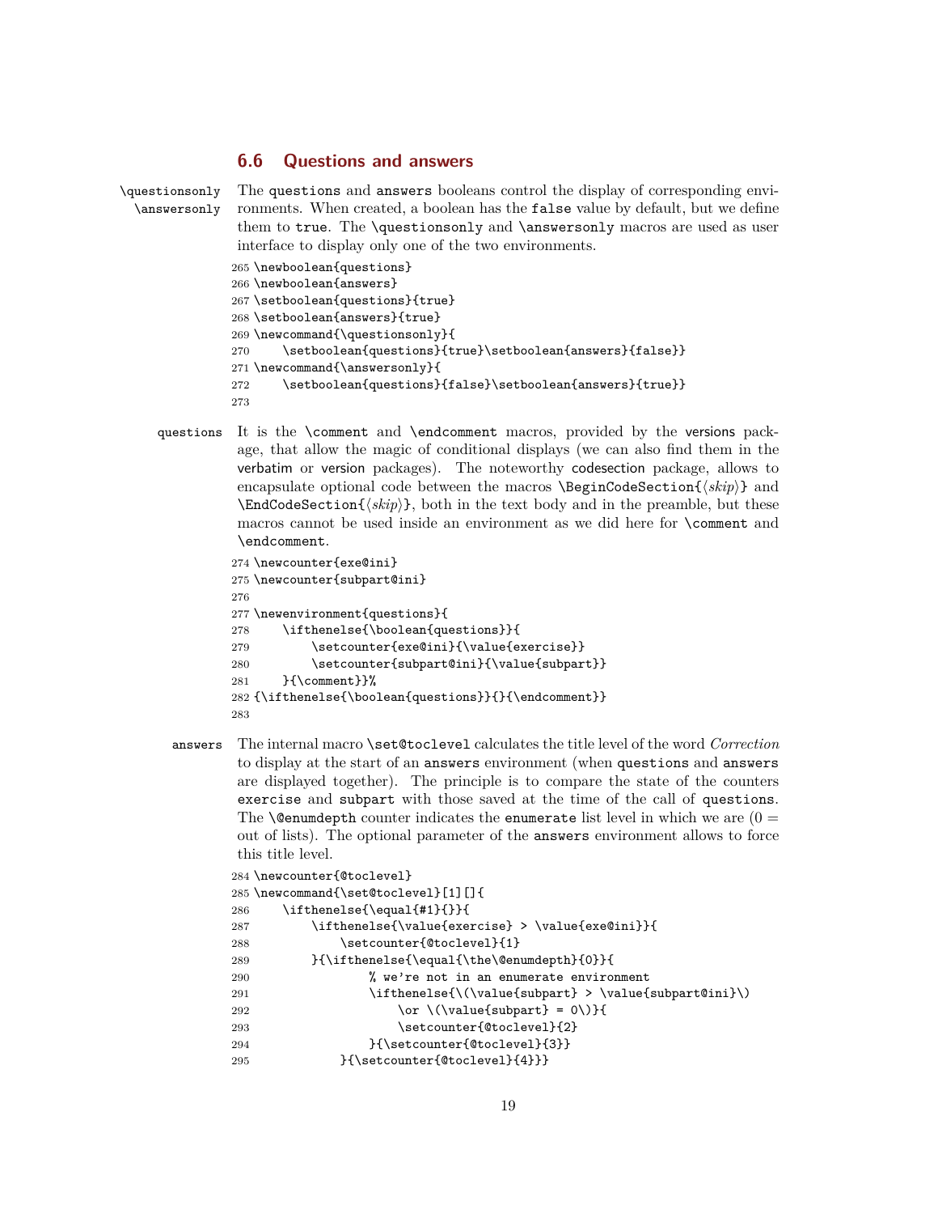## 6.6 Questions and answers

\questionsonly \answersonly

The questions and answers booleans control the display of corresponding environments. When created, a boolean has the false value by default, but we define them to true. The \questionsonly and \answersonly macros are used as user interface to display only one of the two environments.

```
265 \newboolean{questions}
266 \newboolean{answers}
267 \setboolean{questions}{true}
268 \setboolean{answers}{true}
269 \newcommand{\questionsonly}{
270     \setboolean{questions}{true}\setboolean{answers}{false}}
271 \newcommand{\answersonly}{
272     \setboolean{questions}{false}\setboolean{answers}{true}}
273
```

questions

It is the \comment and \endcomment macros, provided by the versions package, that allow the magic of conditional displays (we can also find them in the verbatim or version packages). The noteworthy codesection package, allows to encapsulate optional code between the macros \BeginCodeSection{⟨*skip*⟩} and \EndCodeSection{⟨*skip*⟩}, both in the text body and in the preamble, but these macros cannot be used inside an environment as we did here for \comment and \endcomment.

```
274 \newcounter{exe@ini}
275 \newcounter{subpart@ini}
276
277 \newenvironment{questions}{
278     \ifthenelse{\boolean{questions}}{
279         \setcounter{exe@ini}{\value{exercise}}
280         \setcounter{subpart@ini}{\value{subpart}}
281     }{\comment}}%
282 {\ifthenelse{\boolean{questions}}{}{\endcomment}}
283
```

answers

The internal macro \set@toclevel calculates the title level of the word *Correction* to display at the start of an answers environment (when questions and answers are displayed together). The principle is to compare the state of the counters exercise and subpart with those saved at the time of the call of questions. The \@enumdepth counter indicates the enumerate list level in which we are (0 = out of lists). The optional parameter of the answers environment allows to force this title level.

```
284 \newcounter{@toclevel}
285 \newcommand{\set@toclevel}[1][]{
286     \ifthenelse{\equal{#1}{}}{
287         \ifthenelse{\value{exercise} > \value{exe@ini}}{
288             \setcounter{@toclevel}{1}
289         }{\ifthenelse{\equal{\the\@enumdepth}{0}}{
290                 % we're not in an enumerate environment
291                 \ifthenelse{\(\value{subpart} > \value{subpart@ini}\)
292                     \or \(\value{subpart} = 0\)}{
293                     \setcounter{@toclevel}{2}
294                 }{\setcounter{@toclevel}{3}}
295             }{\setcounter{@toclevel}{4}}}
```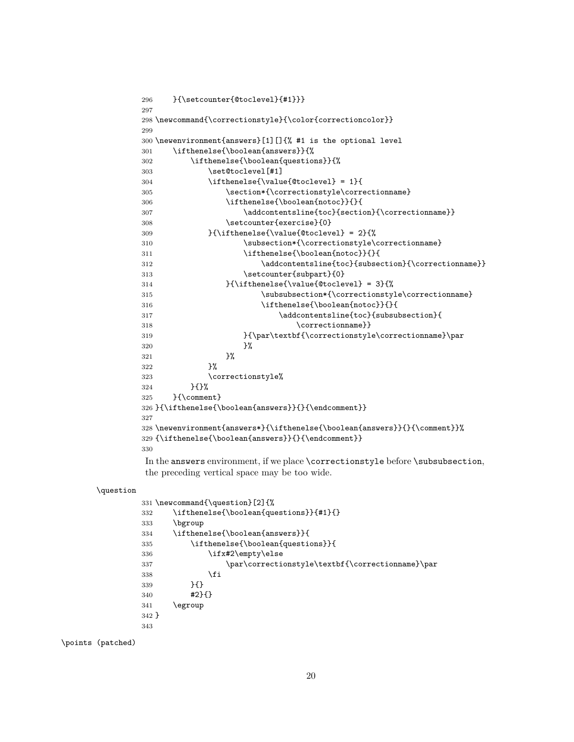```
296     }{\setcounter{@toclevel}{#1}}}
297
298 \newcommand{\correctionstyle}{\color{correctioncolor}}
299
300 \newenvironment{answers}[1][]{% #1 is the optional level
301     \ifthenelse{\boolean{answers}}{%
302         \ifthenelse{\boolean{questions}}{%
303             \set@toclevel[#1]
304             \ifthenelse{\value{@toclevel} = 1}{
305                 \section*{\correctionstyle\correctionname}
306                 \ifthenelse{\boolean{notoc}}{}{
307                     \addcontentsline{toc}{section}{\correctionname}}
308                 \setcounter{exercise}{0}
309             }{\ifthenelse{\value{@toclevel} = 2}{%
310                     \subsection*{\correctionstyle\correctionname}
311                     \ifthenelse{\boolean{notoc}}{}{
312                         \addcontentsline{toc}{subsection}{\correctionname}}
313                     \setcounter{subpart}{0}
314                 }{\ifthenelse{\value{@toclevel} = 3}{%
315                         \subsubsection*{\correctionstyle\correctionname}
316                         \ifthenelse{\boolean{notoc}}{}{
317                             \addcontentsline{toc}{subsubsection}{
318                                 \correctionname}}
319                     }{\par\textbf{\correctionstyle\correctionname}\par
320                     }%
321                 }%
322             }%
323             \correctionstyle%
324         }{}%
325     }{\comment}
326 }{\ifthenelse{\boolean{answers}}{}{\endcomment}}
327
328 \newenvironment{answers*}{\ifthenelse{\boolean{answers}}{}{\comment}}%
329 {\ifthenelse{\boolean{answers}}{}{\endcomment}}
330
```

In the `answers` environment, if we place `\correctionstyle` before `\subsubsection`, the preceding vertical space may be too wide.

`\question`

```
331 \newcommand{\question}[2]{%
332     \ifthenelse{\boolean{questions}}{#1}{}
333     \bgroup
334     \ifthenelse{\boolean{answers}}{
335         \ifthenelse{\boolean{questions}}{
336             \ifx#2\empty\else
337                 \par\correctionstyle\textbf{\correctionname}\par
338             \fi
339         }{}
340         #2}{}
341     \egroup
342 }
343
```

`\points (patched)`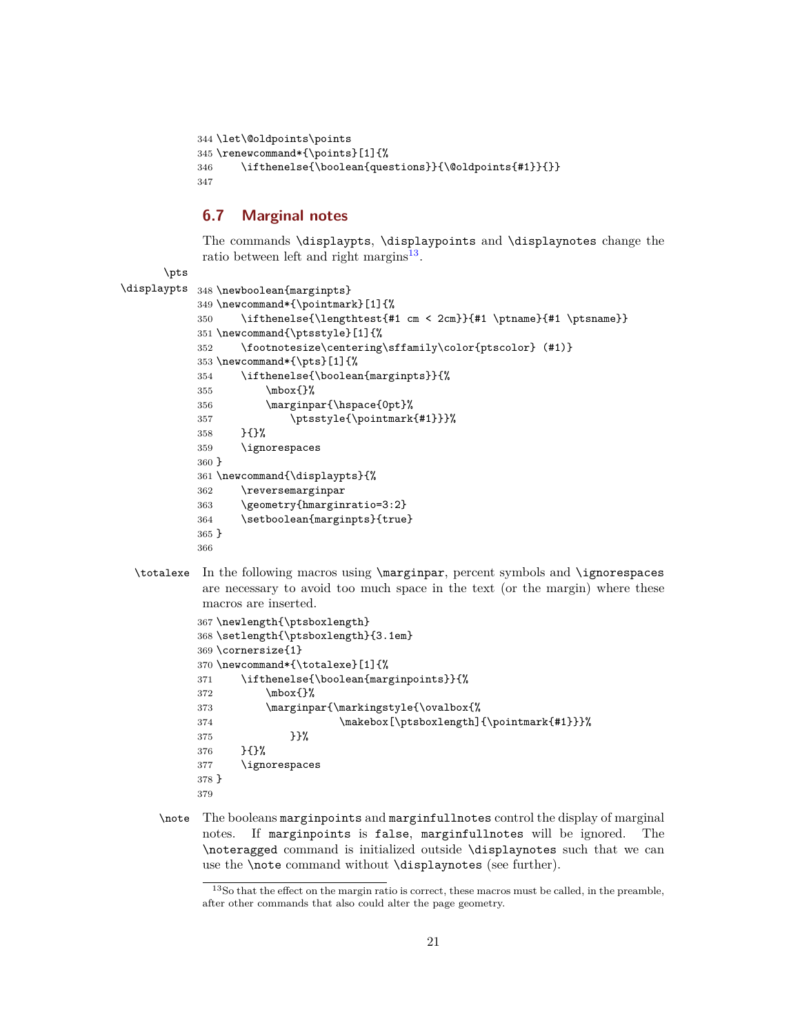```
344 \let\@oldpoints\points
345 \renewcommand*{\points}[1]{%
346     \ifthenelse{\boolean{questions}}{\@oldpoints{#1}}{}}
347
```

## 6.7 Marginal notes

The commands \displaypts, \displaypoints and \displaynotes change the ratio between left and right margins[13].

\pts
\displaypts

```
348 \newboolean{marginpts}
349 \newcommand*{\pointmark}[1]{%
350     \ifthenelse{\lengthtest{#1 cm < 2cm}}{#1 \ptname}{#1 \ptsname}}
351 \newcommand{\ptsstyle}[1]{%
352     \footnotesize\centering\sffamily\color{ptscolor} (#1)}
353 \newcommand*{\pts}[1]{%
354     \ifthenelse{\boolean{marginpts}}{%
355         \mbox{}%
356         \marginpar{\hspace{0pt}%
357             \ptsstyle{\pointmark{#1}}}%
358     }{}%
359     \ignorespaces
360 }
361 \newcommand{\displaypts}{%
362     \reversemarginpar
363     \geometry{hmarginratio=3:2}
364     \setboolean{marginpts}{true}
365 }
366
```

\totalexe In the following macros using \marginpar, percent symbols and \ignorespaces are necessary to avoid too much space in the text (or the margin) where these macros are inserted.

```
367 \newlength{\ptsboxlength}
368 \setlength{\ptsboxlength}{3.1em}
369 \cornersize{1}
370 \newcommand*{\totalexe}[1]{%
371     \ifthenelse{\boolean{marginpoints}}{%
372         \mbox{}%
373         \marginpar{\markingstyle{\ovalbox{%
374                     \makebox[\ptsboxlength]{\pointmark{#1}}}%
375             }}%
376     }{}%
377     \ignorespaces
378 }
379
```

\note The booleans marginpoints and marginfullnotes control the display of marginal notes. If marginpoints is false, marginfullnotes will be ignored. The \noteragged command is initialized outside \displaynotes such that we can use the \note command without \displaynotes (see further).

[13] So that the effect on the margin ratio is correct, these macros must be called, in the preamble, after other commands that also could alter the page geometry.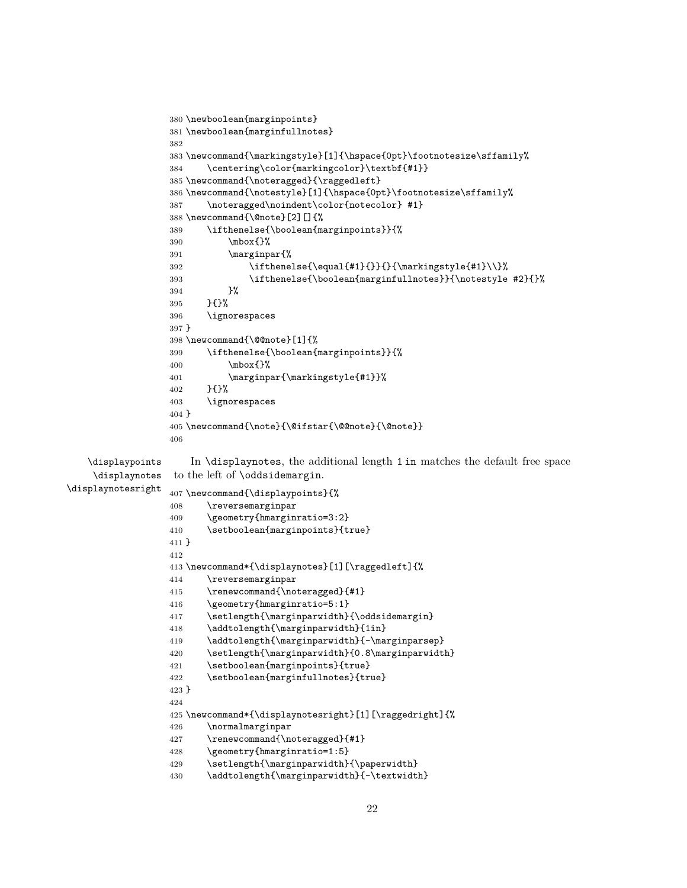```
380 \newboolean{marginpoints}
381 \newboolean{marginfullnotes}
382
383 \newcommand{\markingstyle}[1]{\hspace{0pt}\footnotesize\sffamily%
384     \centering\color{markingcolor}\textbf{#1}}
385 \newcommand{\noteragged}{\raggedleft}
386 \newcommand{\notestyle}[1]{\hspace{0pt}\footnotesize\sffamily%
387     \noteragged\noindent\color{notecolor} #1}
388 \newcommand{\@note}[2][]{%
389     \ifthenelse{\boolean{marginpoints}}{%
390         \mbox{}%
391         \marginpar{%
392             \ifthenelse{\equal{#1}{}}{}{\markingstyle{#1}\\}%
393             \ifthenelse{\boolean{marginfullnotes}}{\notestyle #2}{}%
394         }%
395     }{}%
396     \ignorespaces
397 }
398 \newcommand{\@@note}[1]{%
399     \ifthenelse{\boolean{marginpoints}}{%
400         \mbox{}%
401         \marginpar{\markingstyle{#1}}%
402     }{}%
403     \ignorespaces
404 }
405 \newcommand{\note}{\@ifstar{\@@note}{\@note}}
406
```

\displaypoints
\displaynotes
\displaynotesright

In `\displaynotes`, the additional length `1 in` matches the default free space to the left of `\oddsidemargin`.

```
407 \newcommand{\displaypoints}{%
408     \reversemarginpar
409     \geometry{hmarginratio=3:2}
410     \setboolean{marginpoints}{true}
411 }
412
413 \newcommand*{\displaynotes}[1][\raggedleft]{%
414     \reversemarginpar
415     \renewcommand{\noteragged}{#1}
416     \geometry{hmarginratio=5:1}
417     \setlength{\marginparwidth}{\oddsidemargin}
418     \addtolength{\marginparwidth}{1in}
419     \addtolength{\marginparwidth}{-\marginparsep}
420     \setlength{\marginparwidth}{0.8\marginparwidth}
421     \setboolean{marginpoints}{true}
422     \setboolean{marginfullnotes}{true}
423 }
424
425 \newcommand*{\displaynotesright}[1][\raggedright]{%
426     \normalmarginpar
427     \renewcommand{\noteragged}{#1}
428     \geometry{hmarginratio=1:5}
429     \setlength{\marginparwidth}{\paperwidth}
430     \addtolength{\marginparwidth}{-\textwidth}
```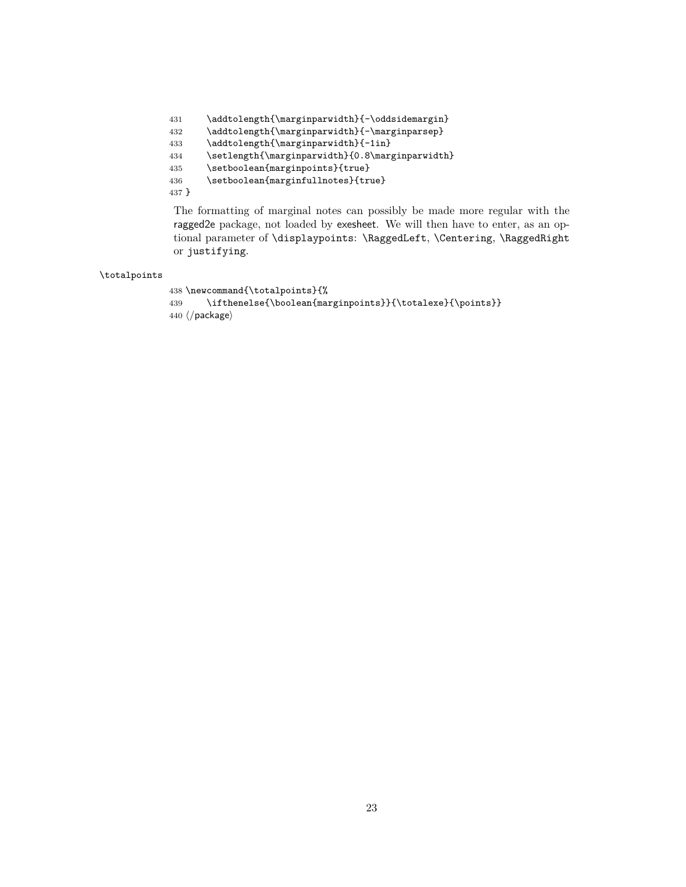```
431     \addtolength{\marginparwidth}{-\oddsidemargin}
432     \addtolength{\marginparwidth}{-\marginparsep}
433     \addtolength{\marginparwidth}{-1in}
434     \setlength{\marginparwidth}{0.8\marginparwidth}
435     \setboolean{marginpoints}{true}
436     \setboolean{marginfullnotes}{true}
437 }
```

The formatting of marginal notes can possibly be made more regular with the ragged2e package, not loaded by exesheet. We will then have to enter, as an optional parameter of `\displaypoints`: `\RaggedLeft`, `\Centering`, `\RaggedRight` or `justifying`.

`\totalpoints`

```
438 \newcommand{\totalpoints}{%
439     \ifthenelse{\boolean{marginpoints}}{\totalexe}{\points}}
440 ⟨/package⟩
```